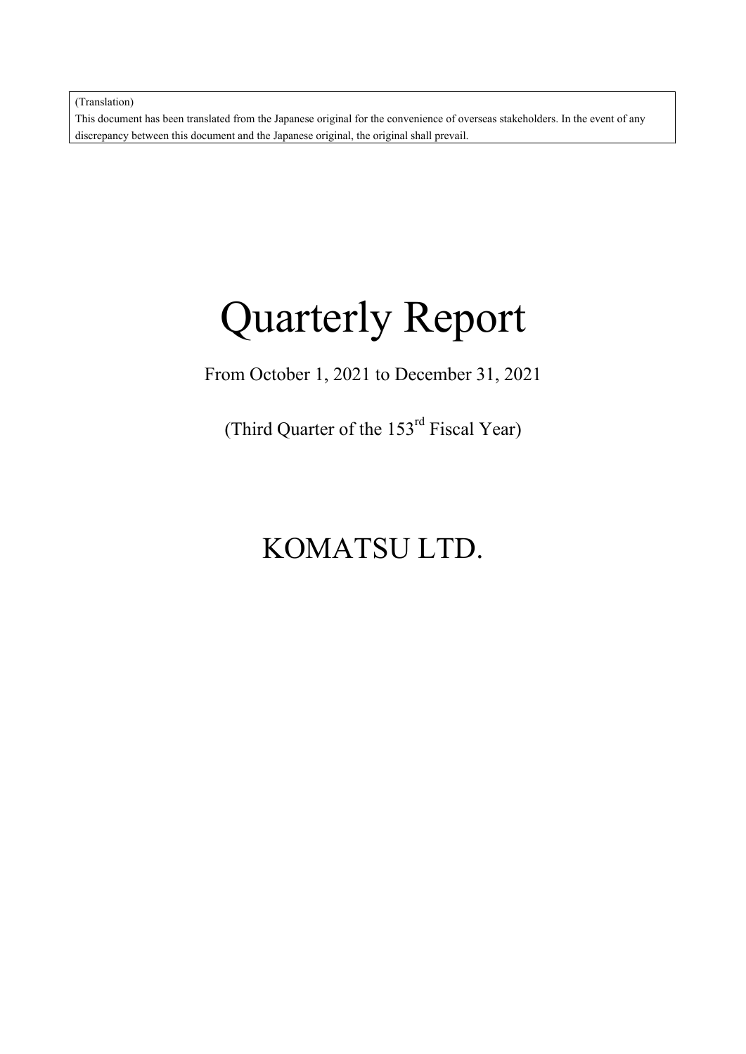(Translation)
This document has been translated from the Japanese original for the convenience of overseas stakeholders. In the event of any discrepancy between this document and the Japanese original, the original shall prevail.

# Quarterly Report

From October 1, 2021 to December 31, 2021

(Third Quarter of the 153rd Fiscal Year)

# KOMATSU LTD.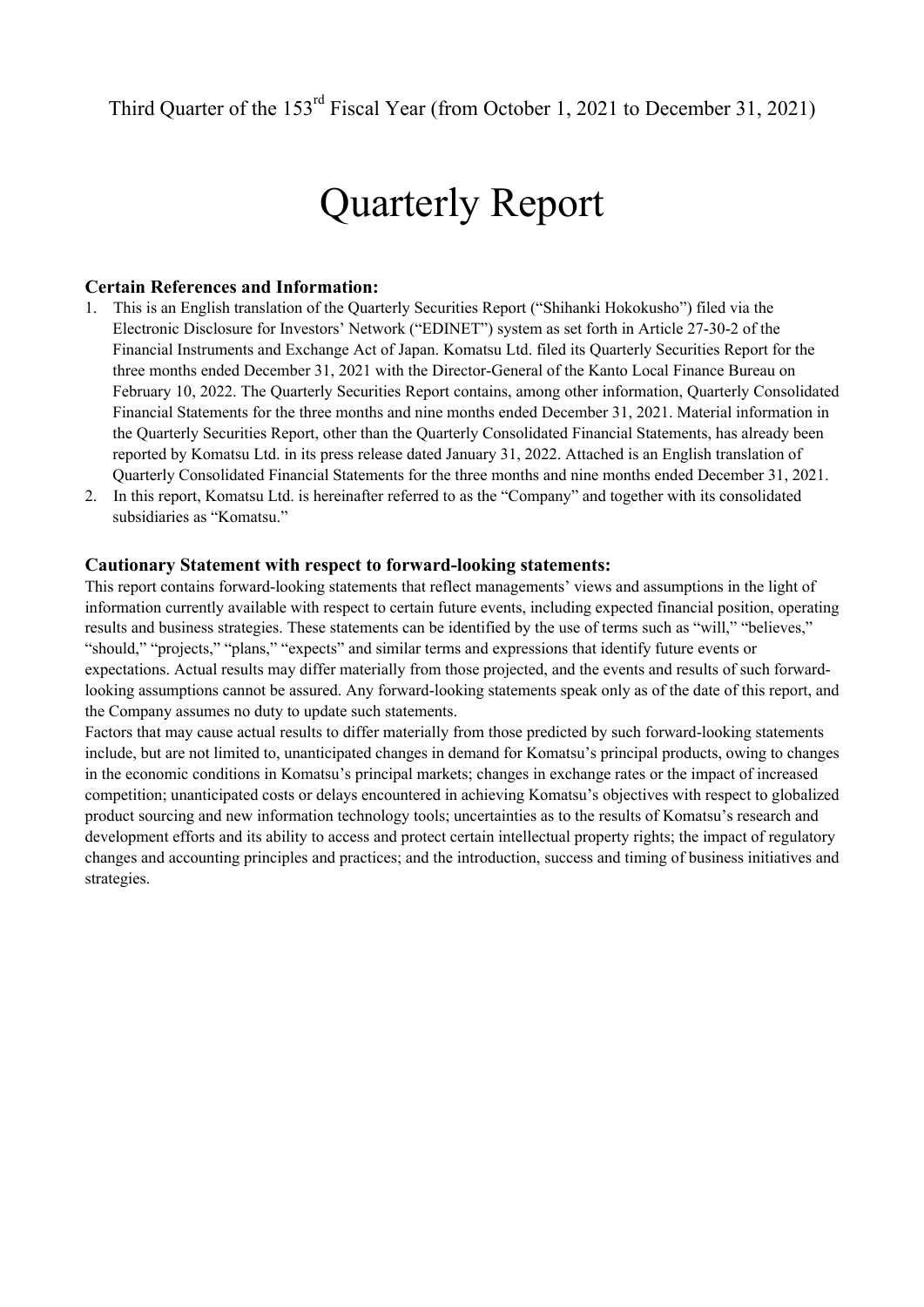Third Quarter of the 153rd Fiscal Year (from October 1, 2021 to December 31, 2021)

# Quarterly Report

### Certain References and Information:

1. This is an English translation of the Quarterly Securities Report ("Shihanki Hokokusho") filed via the Electronic Disclosure for Investors' Network ("EDINET") system as set forth in Article 27-30-2 of the Financial Instruments and Exchange Act of Japan. Komatsu Ltd. filed its Quarterly Securities Report for the three months ended December 31, 2021 with the Director-General of the Kanto Local Finance Bureau on February 10, 2022. The Quarterly Securities Report contains, among other information, Quarterly Consolidated Financial Statements for the three months and nine months ended December 31, 2021. Material information in the Quarterly Securities Report, other than the Quarterly Consolidated Financial Statements, has already been reported by Komatsu Ltd. in its press release dated January 31, 2022. Attached is an English translation of Quarterly Consolidated Financial Statements for the three months and nine months ended December 31, 2021.
2. In this report, Komatsu Ltd. is hereinafter referred to as the "Company" and together with its consolidated subsidiaries as "Komatsu."

### Cautionary Statement with respect to forward-looking statements:

This report contains forward-looking statements that reflect managements' views and assumptions in the light of information currently available with respect to certain future events, including expected financial position, operating results and business strategies. These statements can be identified by the use of terms such as "will," "believes," "should," "projects," "plans," "expects" and similar terms and expressions that identify future events or expectations. Actual results may differ materially from those projected, and the events and results of such forward-looking assumptions cannot be assured. Any forward-looking statements speak only as of the date of this report, and the Company assumes no duty to update such statements.

Factors that may cause actual results to differ materially from those predicted by such forward-looking statements include, but are not limited to, unanticipated changes in demand for Komatsu's principal products, owing to changes in the economic conditions in Komatsu's principal markets; changes in exchange rates or the impact of increased competition; unanticipated costs or delays encountered in achieving Komatsu's objectives with respect to globalized product sourcing and new information technology tools; uncertainties as to the results of Komatsu's research and development efforts and its ability to access and protect certain intellectual property rights; the impact of regulatory changes and accounting principles and practices; and the introduction, success and timing of business initiatives and strategies.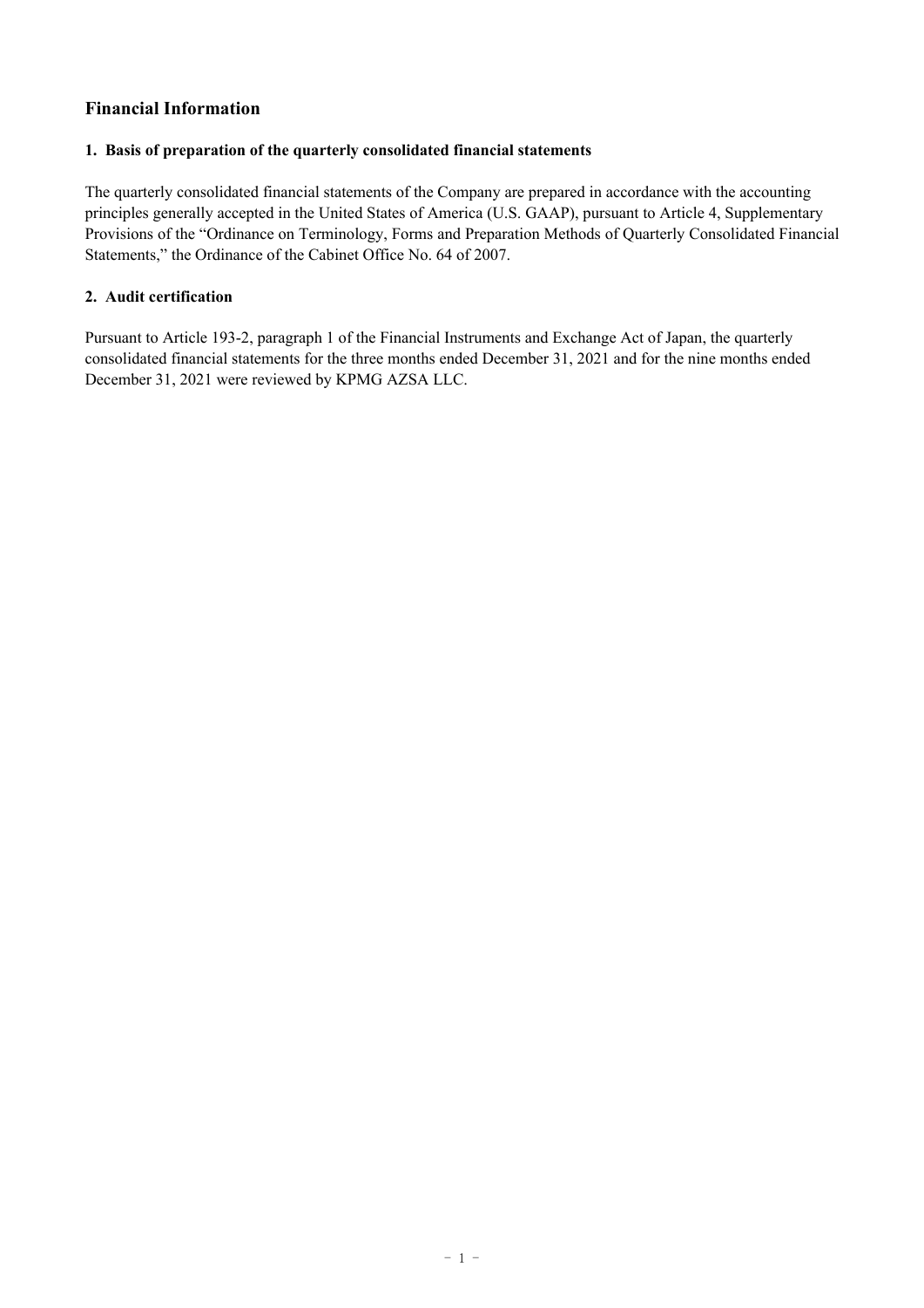## Financial Information

### 1. Basis of preparation of the quarterly consolidated financial statements

The quarterly consolidated financial statements of the Company are prepared in accordance with the accounting principles generally accepted in the United States of America (U.S. GAAP), pursuant to Article 4, Supplementary Provisions of the "Ordinance on Terminology, Forms and Preparation Methods of Quarterly Consolidated Financial Statements," the Ordinance of the Cabinet Office No. 64 of 2007.

### 2. Audit certification

Pursuant to Article 193-2, paragraph 1 of the Financial Instruments and Exchange Act of Japan, the quarterly consolidated financial statements for the three months ended December 31, 2021 and for the nine months ended December 31, 2021 were reviewed by KPMG AZSA LLC.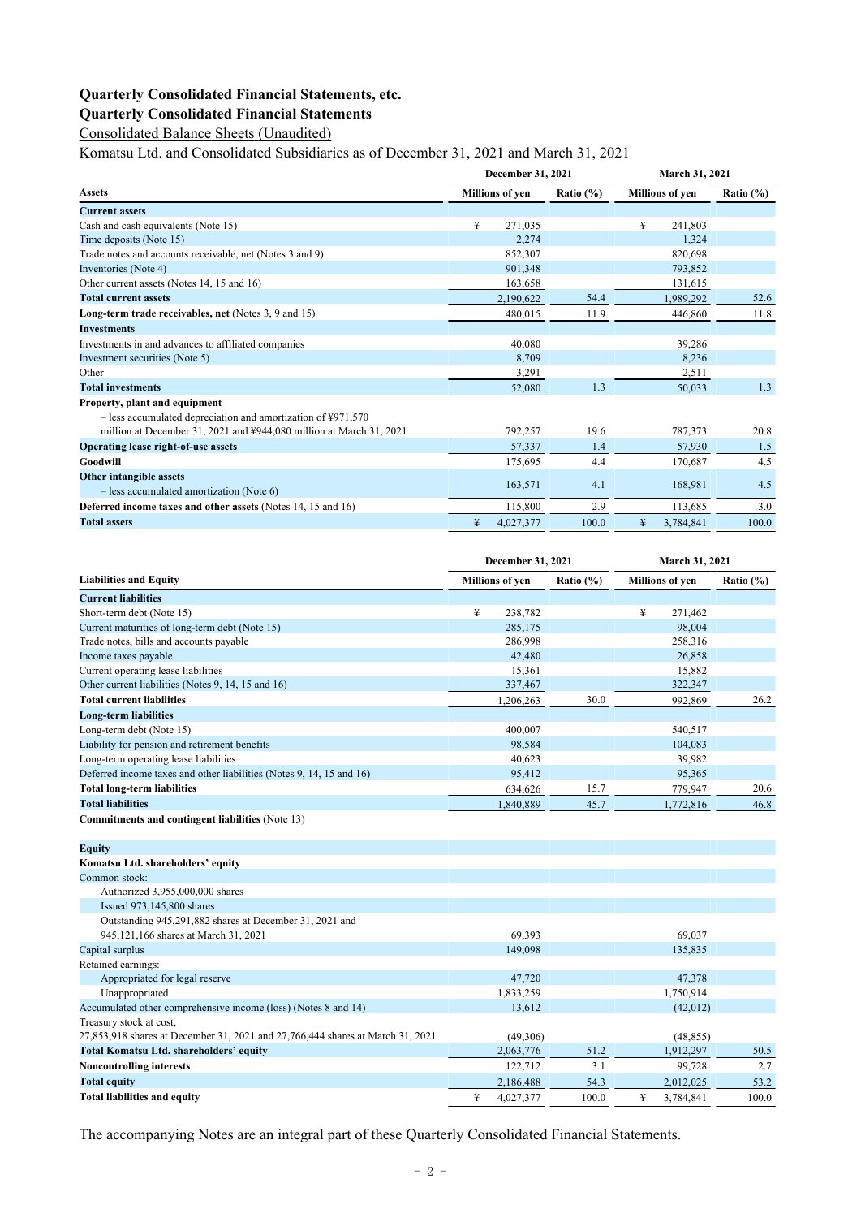## Quarterly Consolidated Financial Statements, etc.

## Quarterly Consolidated Financial Statements

Consolidated Balance Sheets (Unaudited)

Komatsu Ltd. and Consolidated Subsidiaries as of December 31, 2021 and March 31, 2021

| | December 31, 2021 | | March 31, 2021 | |
|---|---|---|---|---|
| **Assets** | **Millions of yen** | **Ratio (%)** | **Millions of yen** | **Ratio (%)** |
| **Current assets** | | | | |
| Cash and cash equivalents (Note 15) | ¥ 271,035 | | ¥ 241,803 | |
| Time deposits (Note 15) | 2,274 | | 1,324 | |
| Trade notes and accounts receivable, net (Notes 3 and 9) | 852,307 | | 820,698 | |
| Inventories (Note 4) | 901,348 | | 793,852 | |
| Other current assets (Notes 14, 15 and 16) | 163,658 | | 131,615 | |
| **Total current assets** | 2,190,622 | 54.4 | 1,989,292 | 52.6 |
| **Long-term trade receivables, net** (Notes 3, 9 and 15) | 480,015 | 11.9 | 446,860 | 11.8 |
| **Investments** | | | | |
| Investments in and advances to affiliated companies | 40,080 | | 39,286 | |
| Investment securities (Note 5) | 8,709 | | 8,236 | |
| Other | 3,291 | | 2,511 | |
| **Total investments** | 52,080 | 1.3 | 50,033 | 1.3 |
| **Property, plant and equipment** – less accumulated depreciation and amortization of ¥971,570 million at December 31, 2021 and ¥944,080 million at March 31, 2021 | 792,257 | 19.6 | 787,373 | 20.8 |
| **Operating lease right-of-use assets** | 57,337 | 1.4 | 57,930 | 1.5 |
| **Goodwill** | 175,695 | 4.4 | 170,687 | 4.5 |
| **Other intangible assets** – less accumulated amortization (Note 6) | 163,571 | 4.1 | 168,981 | 4.5 |
| **Deferred income taxes and other assets** (Notes 14, 15 and 16) | 115,800 | 2.9 | 113,685 | 3.0 |
| **Total assets** | ¥ 4,027,377 | 100.0 | ¥ 3,784,841 | 100.0 |

| | December 31, 2021 | | March 31, 2021 | |
|---|---|---|---|---|
| **Liabilities and Equity** | **Millions of yen** | **Ratio (%)** | **Millions of yen** | **Ratio (%)** |
| **Current liabilities** | | | | |
| Short-term debt (Note 15) | ¥ 238,782 | | ¥ 271,462 | |
| Current maturities of long-term debt (Note 15) | 285,175 | | 98,004 | |
| Trade notes, bills and accounts payable | 286,998 | | 258,316 | |
| Income taxes payable | 42,480 | | 26,858 | |
| Current operating lease liabilities | 15,361 | | 15,882 | |
| Other current liabilities (Notes 9, 14, 15 and 16) | 337,467 | | 322,347 | |
| **Total current liabilities** | 1,206,263 | 30.0 | 992,869 | 26.2 |
| **Long-term liabilities** | | | | |
| Long-term debt (Note 15) | 400,007 | | 540,517 | |
| Liability for pension and retirement benefits | 98,584 | | 104,083 | |
| Long-term operating lease liabilities | 40,623 | | 39,982 | |
| Deferred income taxes and other liabilities (Notes 9, 14, 15 and 16) | 95,412 | | 95,365 | |
| **Total long-term liabilities** | 634,626 | 15.7 | 779,947 | 20.6 |
| **Total liabilities** | 1,840,889 | 45.7 | 1,772,816 | 46.8 |
| **Commitments and contingent liabilities** (Note 13) | | | | |
| | | | | |
| **Equity** | | | | |
| **Komatsu Ltd. shareholders' equity** | | | | |
| Common stock: | | | | |
| Authorized 3,955,000,000 shares | | | | |
| Issued 973,145,800 shares | | | | |
| Outstanding 945,291,882 shares at December 31, 2021 and 945,121,166 shares at March 31, 2021 | 69,393 | | 69,037 | |
| Capital surplus | 149,098 | | 135,835 | |
| Retained earnings: | | | | |
| Appropriated for legal reserve | 47,720 | | 47,378 | |
| Unappropriated | 1,833,259 | | 1,750,914 | |
| Accumulated other comprehensive income (loss) (Notes 8 and 14) | 13,612 | | (42,012) | |
| Treasury stock at cost, 27,853,918 shares at December 31, 2021 and 27,766,444 shares at March 31, 2021 | (49,306) | | (48,855) | |
| **Total Komatsu Ltd. shareholders' equity** | 2,063,776 | 51.2 | 1,912,297 | 50.5 |
| **Noncontrolling interests** | 122,712 | 3.1 | 99,728 | 2.7 |
| **Total equity** | 2,186,488 | 54.3 | 2,012,025 | 53.2 |
| **Total liabilities and equity** | ¥ 4,027,377 | 100.0 | ¥ 3,784,841 | 100.0 |

The accompanying Notes are an integral part of these Quarterly Consolidated Financial Statements.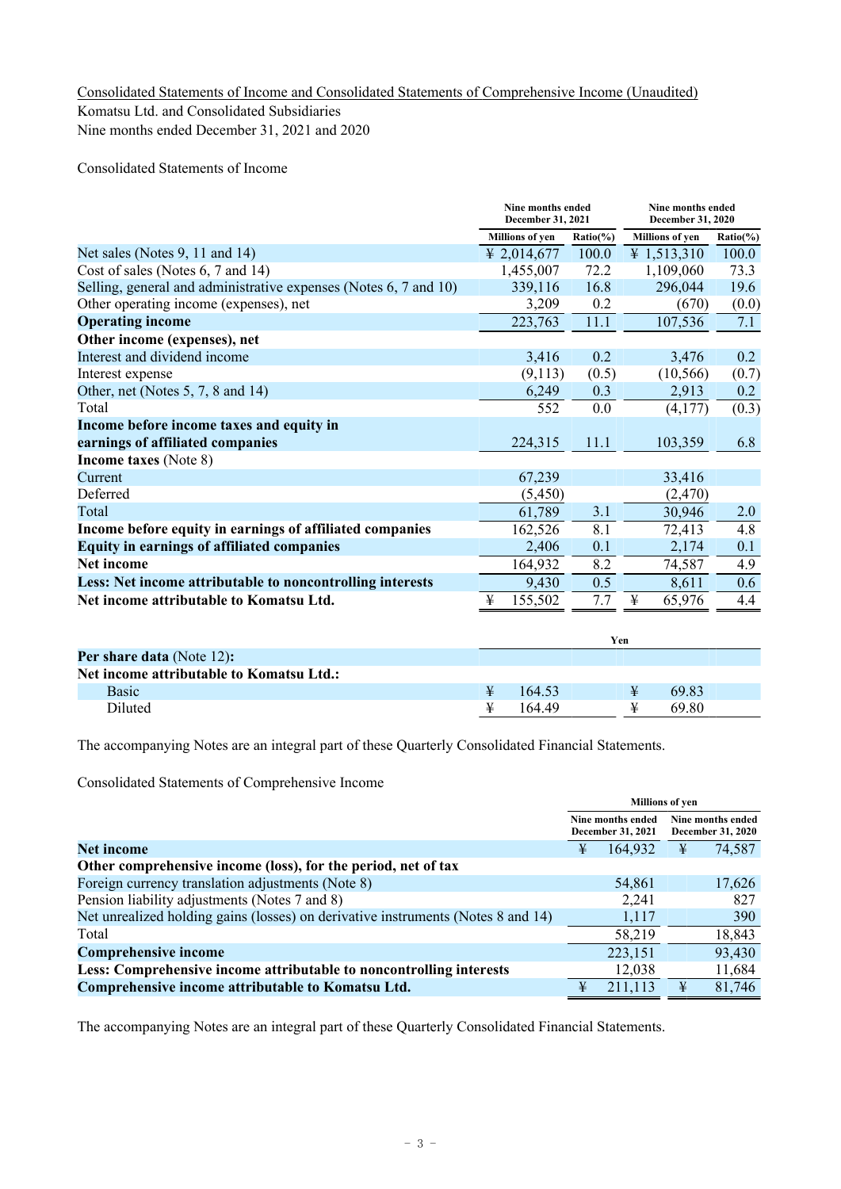Consolidated Statements of Income and Consolidated Statements of Comprehensive Income (Unaudited)

Komatsu Ltd. and Consolidated Subsidiaries

Nine months ended December 31, 2021 and 2020

Consolidated Statements of Income

| | Nine months ended December 31, 2021 | | Nine months ended December 31, 2020 | |
|---|---|---|---|---|
| | Millions of yen | Ratio(%) | Millions of yen | Ratio(%) |
| Net sales (Notes 9, 11 and 14) | ¥ 2,014,677 | 100.0 | ¥ 1,513,310 | 100.0 |
| Cost of sales (Notes 6, 7 and 14) | 1,455,007 | 72.2 | 1,109,060 | 73.3 |
| Selling, general and administrative expenses (Notes 6, 7 and 10) | 339,116 | 16.8 | 296,044 | 19.6 |
| Other operating income (expenses), net | 3,209 | 0.2 | (670) | (0.0) |
| **Operating income** | 223,763 | 11.1 | 107,536 | 7.1 |
| **Other income (expenses), net** | | | | |
| Interest and dividend income | 3,416 | 0.2 | 3,476 | 0.2 |
| Interest expense | (9,113) | (0.5) | (10,566) | (0.7) |
| Other, net (Notes 5, 7, 8 and 14) | 6,249 | 0.3 | 2,913 | 0.2 |
| Total | 552 | 0.0 | (4,177) | (0.3) |
| **Income before income taxes and equity in earnings of affiliated companies** | 224,315 | 11.1 | 103,359 | 6.8 |
| **Income taxes** (Note 8) | | | | |
| Current | 67,239 | | 33,416 | |
| Deferred | (5,450) | | (2,470) | |
| Total | 61,789 | 3.1 | 30,946 | 2.0 |
| **Income before equity in earnings of affiliated companies** | 162,526 | 8.1 | 72,413 | 4.8 |
| **Equity in earnings of affiliated companies** | 2,406 | 0.1 | 2,174 | 0.1 |
| **Net income** | 164,932 | 8.2 | 74,587 | 4.9 |
| **Less: Net income attributable to noncontrolling interests** | 9,430 | 0.5 | 8,611 | 0.6 |
| **Net income attributable to Komatsu Ltd.** | ¥ 155,502 | 7.7 | ¥ 65,976 | 4.4 |

| | Yen | |
|---|---|---|
| **Per share data** (Note 12)**:** | | |
| **Net income attributable to Komatsu Ltd.:** | | |
| Basic | ¥ 164.53 | ¥ 69.83 |
| Diluted | ¥ 164.49 | ¥ 69.80 |

The accompanying Notes are an integral part of these Quarterly Consolidated Financial Statements.

Consolidated Statements of Comprehensive Income

| | Millions of yen | |
|---|---|---|
| | Nine months ended December 31, 2021 | Nine months ended December 31, 2020 |
| **Net income** | ¥ 164,932 | ¥ 74,587 |
| **Other comprehensive income (loss), for the period, net of tax** | | |
| Foreign currency translation adjustments (Note 8) | 54,861 | 17,626 |
| Pension liability adjustments (Notes 7 and 8) | 2,241 | 827 |
| Net unrealized holding gains (losses) on derivative instruments (Notes 8 and 14) | 1,117 | 390 |
| Total | 58,219 | 18,843 |
| **Comprehensive income** | 223,151 | 93,430 |
| **Less: Comprehensive income attributable to noncontrolling interests** | 12,038 | 11,684 |
| **Comprehensive income attributable to Komatsu Ltd.** | ¥ 211,113 | ¥ 81,746 |

The accompanying Notes are an integral part of these Quarterly Consolidated Financial Statements.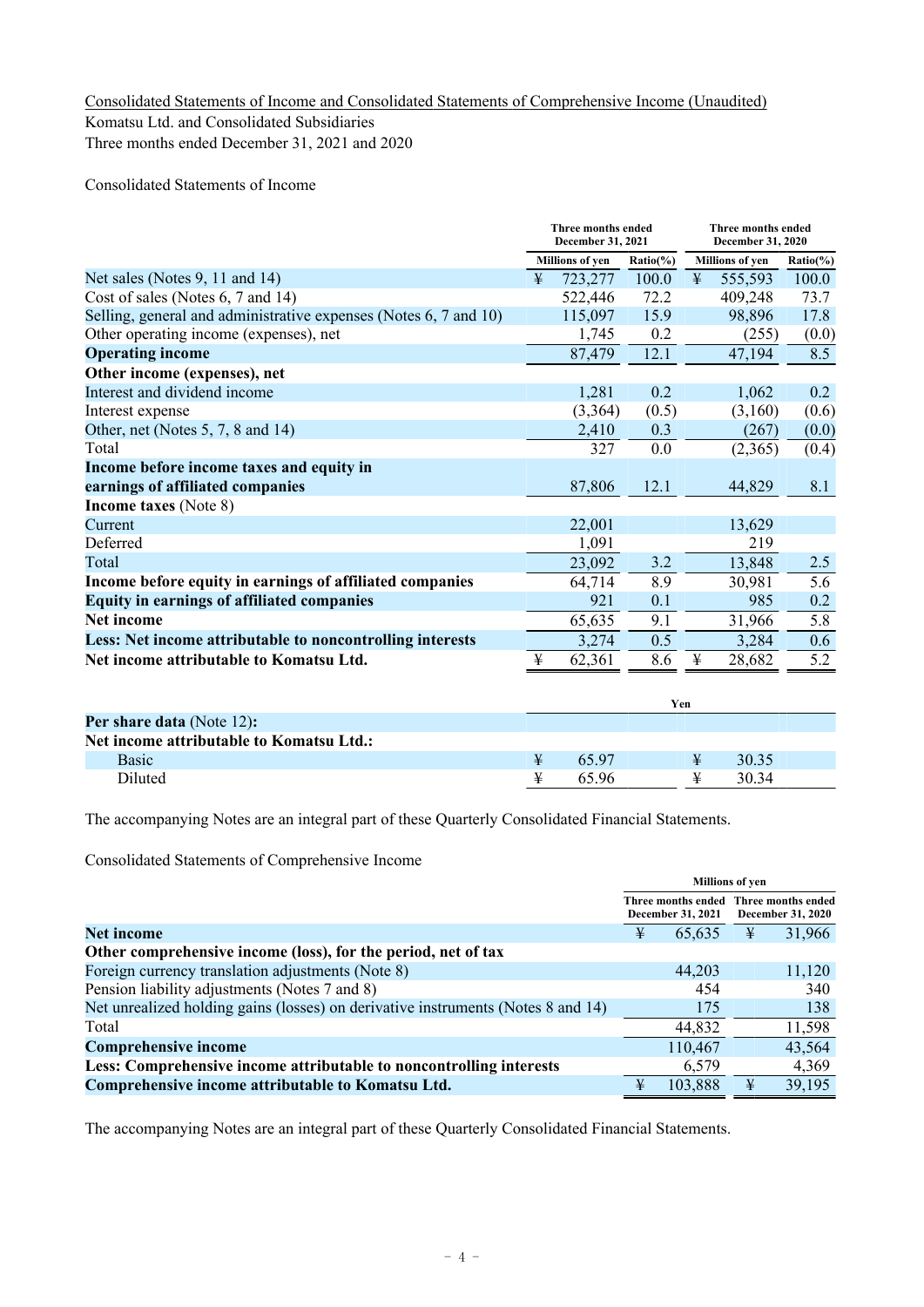Consolidated Statements of Income and Consolidated Statements of Comprehensive Income (Unaudited)

Komatsu Ltd. and Consolidated Subsidiaries

Three months ended December 31, 2021 and 2020

Consolidated Statements of Income

| | Three months ended December 31, 2021 | | Three months ended December 31, 2020 | |
|---|---|---|---|---|
| | Millions of yen | Ratio(%) | Millions of yen | Ratio(%) |
| Net sales (Notes 9, 11 and 14) | ¥ 723,277 | 100.0 | ¥ 555,593 | 100.0 |
| Cost of sales (Notes 6, 7 and 14) | 522,446 | 72.2 | 409,248 | 73.7 |
| Selling, general and administrative expenses (Notes 6, 7 and 10) | 115,097 | 15.9 | 98,896 | 17.8 |
| Other operating income (expenses), net | 1,745 | 0.2 | (255) | (0.0) |
| **Operating income** | 87,479 | 12.1 | 47,194 | 8.5 |
| **Other income (expenses), net** | | | | |
| Interest and dividend income | 1,281 | 0.2 | 1,062 | 0.2 |
| Interest expense | (3,364) | (0.5) | (3,160) | (0.6) |
| Other, net (Notes 5, 7, 8 and 14) | 2,410 | 0.3 | (267) | (0.0) |
| Total | 327 | 0.0 | (2,365) | (0.4) |
| **Income before income taxes and equity in earnings of affiliated companies** | 87,806 | 12.1 | 44,829 | 8.1 |
| **Income taxes** (Note 8) | | | | |
| Current | 22,001 | | 13,629 | |
| Deferred | 1,091 | | 219 | |
| Total | 23,092 | 3.2 | 13,848 | 2.5 |
| **Income before equity in earnings of affiliated companies** | 64,714 | 8.9 | 30,981 | 5.6 |
| **Equity in earnings of affiliated companies** | 921 | 0.1 | 985 | 0.2 |
| **Net income** | 65,635 | 9.1 | 31,966 | 5.8 |
| **Less: Net income attributable to noncontrolling interests** | 3,274 | 0.5 | 3,284 | 0.6 |
| **Net income attributable to Komatsu Ltd.** | ¥ 62,361 | 8.6 | ¥ 28,682 | 5.2 |

| | Yen | |
|---|---|---|
| **Per share data** (Note 12)**:** | | |
| **Net income attributable to Komatsu Ltd.:** | | |
| Basic | ¥ 65.97 | ¥ 30.35 |
| Diluted | ¥ 65.96 | ¥ 30.34 |

The accompanying Notes are an integral part of these Quarterly Consolidated Financial Statements.

Consolidated Statements of Comprehensive Income

| | Millions of yen | |
|---|---|---|
| | Three months ended December 31, 2021 | Three months ended December 31, 2020 |
| **Net income** | ¥ 65,635 | ¥ 31,966 |
| **Other comprehensive income (loss), for the period, net of tax** | | |
| Foreign currency translation adjustments (Note 8) | 44,203 | 11,120 |
| Pension liability adjustments (Notes 7 and 8) | 454 | 340 |
| Net unrealized holding gains (losses) on derivative instruments (Notes 8 and 14) | 175 | 138 |
| Total | 44,832 | 11,598 |
| **Comprehensive income** | 110,467 | 43,564 |
| **Less: Comprehensive income attributable to noncontrolling interests** | 6,579 | 4,369 |
| **Comprehensive income attributable to Komatsu Ltd.** | ¥ 103,888 | ¥ 39,195 |

The accompanying Notes are an integral part of these Quarterly Consolidated Financial Statements.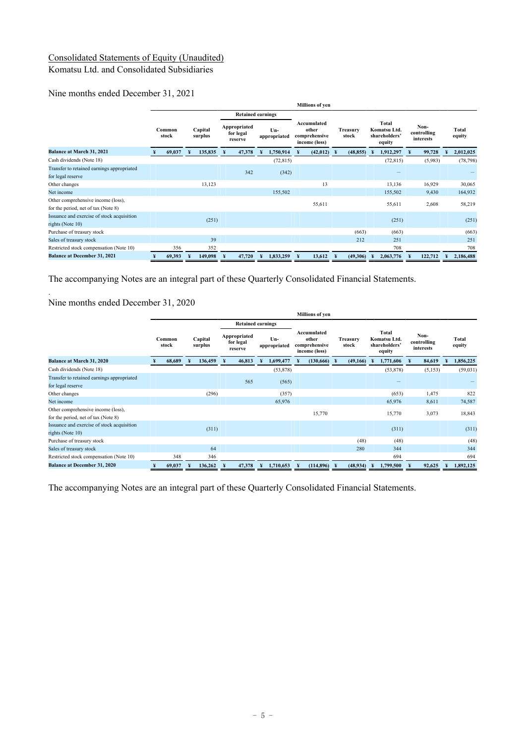Consolidated Statements of Equity (Unaudited)

Komatsu Ltd. and Consolidated Subsidiaries

Nine months ended December 31, 2021

| | Millions of yen | | | | | | | | |
|---|---|---|---|---|---|---|---|---|---|
| | | | Retained earnings | | | | | | |
| | Common stock | Capital surplus | Appropriated for legal reserve | Un-appropriated | Accumulated other comprehensive income (loss) | Treasury stock | Total Komatsu Ltd. shareholders' equity | Non-controlling interests | Total equity |
| **Balance at March 31, 2021** | **¥ 69,037** | **¥ 135,835** | **¥ 47,378** | **¥ 1,750,914** | **¥ (42,012)** | **¥ (48,855)** | **¥ 1,912,297** | **¥ 99,728** | **¥ 2,012,025** |
| Cash dividends (Note 18) | | | | (72,815) | | | (72,815) | (5,983) | (78,798) |
| Transfer to retained earnings appropriated for legal reserve | | | 342 | (342) | | | ― | | ― |
| Other changes | | 13,123 | | | 13 | | 13,136 | 16,929 | 30,065 |
| Net income | | | | 155,502 | | | 155,502 | 9,430 | 164,932 |
| Other comprehensive income (loss), for the period, net of tax (Note 8) | | | | | 55,611 | | 55,611 | 2,608 | 58,219 |
| Issuance and exercise of stock acquisition rights (Note 10) | | (251) | | | | | (251) | | (251) |
| Purchase of treasury stock | | | | | | (663) | (663) | | (663) |
| Sales of treasury stock | | 39 | | | | 212 | 251 | | 251 |
| Restricted stock compensation (Note 10) | 356 | 352 | | | | | 708 | | 708 |
| **Balance at December 31, 2021** | **¥ 69,393** | **¥ 149,098** | **¥ 47,720** | **¥ 1,833,259** | **¥ 13,612** | **¥ (49,306)** | **¥ 2,063,776** | **¥ 122,712** | **¥ 2,186,488** |

The accompanying Notes are an integral part of these Quarterly Consolidated Financial Statements.

.

Nine months ended December 31, 2020

| | Millions of yen | | | | | | | | |
|---|---|---|---|---|---|---|---|---|---|
| | | | Retained earnings | | | | | | |
| | Common stock | Capital surplus | Appropriated for legal reserve | Un-appropriated | Accumulated other comprehensive income (loss) | Treasury stock | Total Komatsu Ltd. shareholders' equity | Non-controlling interests | Total equity |
| **Balance at March 31, 2020** | **¥ 68,689** | **¥ 136,459** | **¥ 46,813** | **¥ 1,699,477** | **¥ (130,666)** | **¥ (49,166)** | **¥ 1,771,606** | **¥ 84,619** | **¥ 1,856,225** |
| Cash dividends (Note 18) | | | | (53,878) | | | (53,878) | (5,153) | (59,031) |
| Transfer to retained earnings appropriated for legal reserve | | | 565 | (565) | | | ― | | ― |
| Other changes | | (296) | | (357) | | | (653) | 1,475 | 822 |
| Net income | | | | 65,976 | | | 65,976 | 8,611 | 74,587 |
| Other comprehensive income (loss), for the period, net of tax (Note 8) | | | | | 15,770 | | 15,770 | 3,073 | 18,843 |
| Issuance and exercise of stock acquisition rights (Note 10) | | (311) | | | | | (311) | | (311) |
| Purchase of treasury stock | | | | | | (48) | (48) | | (48) |
| Sales of treasury stock | | 64 | | | | 280 | 344 | | 344 |
| Restricted stock compensation (Note 10) | 348 | 346 | | | | | 694 | | 694 |
| **Balance at December 31, 2020** | **¥ 69,037** | **¥ 136,262** | **¥ 47,378** | **¥ 1,710,653** | **¥ (114,896)** | **¥ (48,934)** | **¥ 1,799,500** | **¥ 92,625** | **¥ 1,892,125** |

The accompanying Notes are an integral part of these Quarterly Consolidated Financial Statements.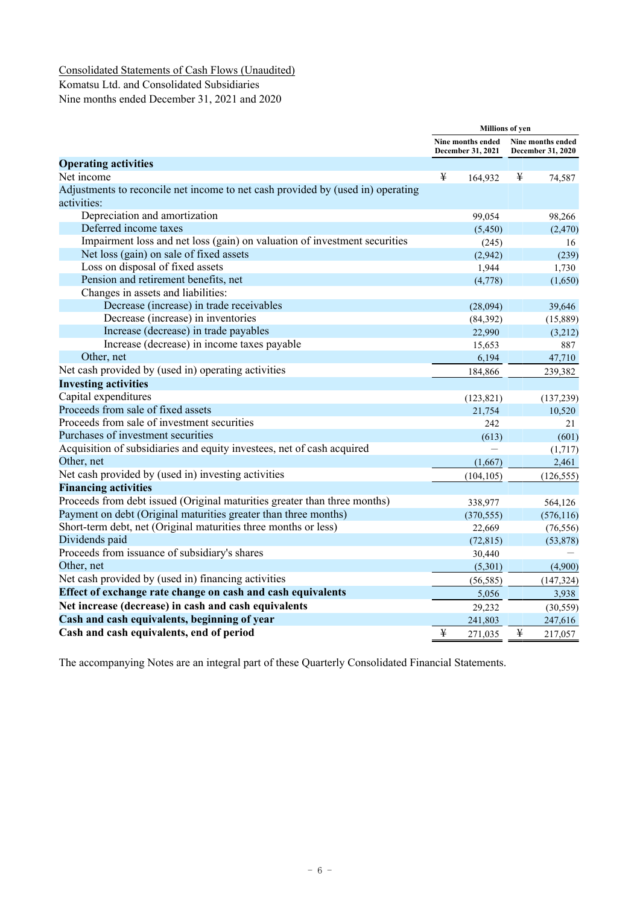Consolidated Statements of Cash Flows (Unaudited)

Komatsu Ltd. and Consolidated Subsidiaries

Nine months ended December 31, 2021 and 2020

| | Millions of yen | |
|---|---|---|
| | Nine months ended December 31, 2021 | Nine months ended December 31, 2020 |
| **Operating activities** | | |
| Net income | ¥ 164,932 | ¥ 74,587 |
| Adjustments to reconcile net income to net cash provided by (used in) operating activities: | | |
| Depreciation and amortization | 99,054 | 98,266 |
| Deferred income taxes | (5,450) | (2,470) |
| Impairment loss and net loss (gain) on valuation of investment securities | (245) | 16 |
| Net loss (gain) on sale of fixed assets | (2,942) | (239) |
| Loss on disposal of fixed assets | 1,944 | 1,730 |
| Pension and retirement benefits, net | (4,778) | (1,650) |
| Changes in assets and liabilities: | | |
| Decrease (increase) in trade receivables | (28,094) | 39,646 |
| Decrease (increase) in inventories | (84,392) | (15,889) |
| Increase (decrease) in trade payables | 22,990 | (3,212) |
| Increase (decrease) in income taxes payable | 15,653 | 887 |
| Other, net | 6,194 | 47,710 |
| Net cash provided by (used in) operating activities | 184,866 | 239,382 |
| **Investing activities** | | |
| Capital expenditures | (123,821) | (137,239) |
| Proceeds from sale of fixed assets | 21,754 | 10,520 |
| Proceeds from sale of investment securities | 242 | 21 |
| Purchases of investment securities | (613) | (601) |
| Acquisition of subsidiaries and equity investees, net of cash acquired | — | (1,717) |
| Other, net | (1,667) | 2,461 |
| Net cash provided by (used in) investing activities | (104,105) | (126,555) |
| **Financing activities** | | |
| Proceeds from debt issued (Original maturities greater than three months) | 338,977 | 564,126 |
| Payment on debt (Original maturities greater than three months) | (370,555) | (576,116) |
| Short-term debt, net (Original maturities three months or less) | 22,669 | (76,556) |
| Dividends paid | (72,815) | (53,878) |
| Proceeds from issuance of subsidiary's shares | 30,440 | — |
| Other, net | (5,301) | (4,900) |
| Net cash provided by (used in) financing activities | (56,585) | (147,324) |
| **Effect of exchange rate change on cash and cash equivalents** | 5,056 | 3,938 |
| **Net increase (decrease) in cash and cash equivalents** | 29,232 | (30,559) |
| **Cash and cash equivalents, beginning of year** | 241,803 | 247,616 |
| **Cash and cash equivalents, end of period** | ¥ 271,035 | ¥ 217,057 |

The accompanying Notes are an integral part of these Quarterly Consolidated Financial Statements.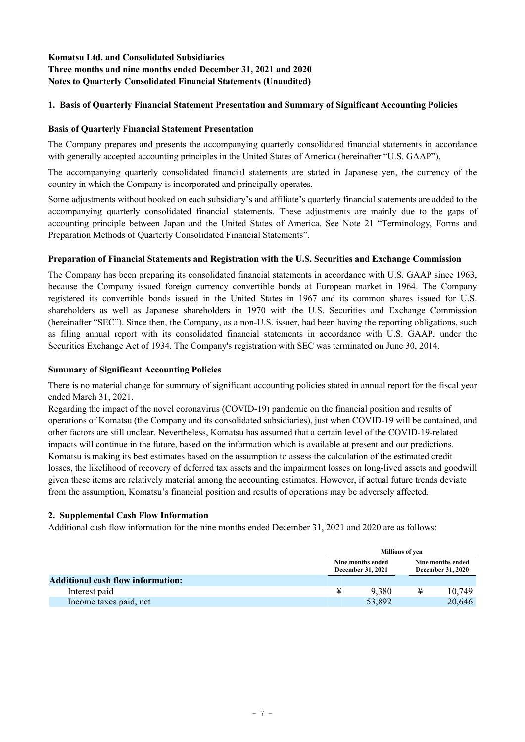**Komatsu Ltd. and Consolidated Subsidiaries**
**Three months and nine months ended December 31, 2021 and 2020**
**Notes to Quarterly Consolidated Financial Statements (Unaudited)**

## 1. Basis of Quarterly Financial Statement Presentation and Summary of Significant Accounting Policies

### Basis of Quarterly Financial Statement Presentation

The Company prepares and presents the accompanying quarterly consolidated financial statements in accordance with generally accepted accounting principles in the United States of America (hereinafter "U.S. GAAP").

The accompanying quarterly consolidated financial statements are stated in Japanese yen, the currency of the country in which the Company is incorporated and principally operates.

Some adjustments without booked on each subsidiary's and affiliate's quarterly financial statements are added to the accompanying quarterly consolidated financial statements. These adjustments are mainly due to the gaps of accounting principle between Japan and the United States of America. See Note 21 "Terminology, Forms and Preparation Methods of Quarterly Consolidated Financial Statements".

### Preparation of Financial Statements and Registration with the U.S. Securities and Exchange Commission

The Company has been preparing its consolidated financial statements in accordance with U.S. GAAP since 1963, because the Company issued foreign currency convertible bonds at European market in 1964. The Company registered its convertible bonds issued in the United States in 1967 and its common shares issued for U.S. shareholders as well as Japanese shareholders in 1970 with the U.S. Securities and Exchange Commission (hereinafter "SEC"). Since then, the Company, as a non-U.S. issuer, had been having the reporting obligations, such as filing annual report with its consolidated financial statements in accordance with U.S. GAAP, under the Securities Exchange Act of 1934. The Company's registration with SEC was terminated on June 30, 2014.

### Summary of Significant Accounting Policies

There is no material change for summary of significant accounting policies stated in annual report for the fiscal year ended March 31, 2021.
Regarding the impact of the novel coronavirus (COVID-19) pandemic on the financial position and results of operations of Komatsu (the Company and its consolidated subsidiaries), just when COVID-19 will be contained, and other factors are still unclear. Nevertheless, Komatsu has assumed that a certain level of the COVID-19-related impacts will continue in the future, based on the information which is available at present and our predictions. Komatsu is making its best estimates based on the assumption to assess the calculation of the estimated credit losses, the likelihood of recovery of deferred tax assets and the impairment losses on long-lived assets and goodwill given these items are relatively material among the accounting estimates. However, if actual future trends deviate from the assumption, Komatsu's financial position and results of operations may be adversely affected.

## 2. Supplemental Cash Flow Information

Additional cash flow information for the nine months ended December 31, 2021 and 2020 are as follows:

| | Millions of yen | |
|---|---|---|
| | Nine months ended December 31, 2021 | Nine months ended December 31, 2020 |
| **Additional cash flow information:** | | |
| Interest paid | ¥ 9,380 | ¥ 10,749 |
| Income taxes paid, net | 53,892 | 20,646 |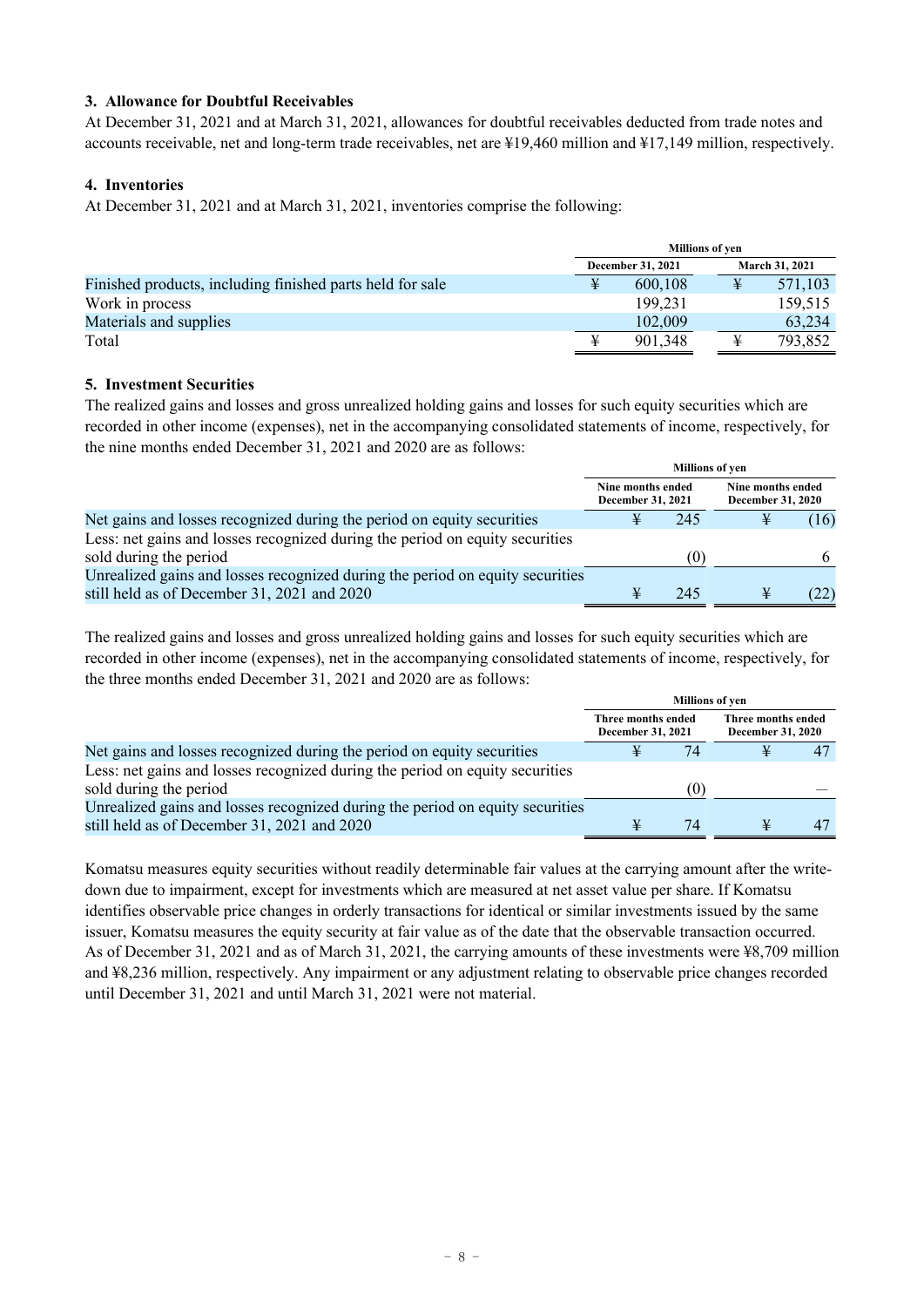### 3. Allowance for Doubtful Receivables

At December 31, 2021 and at March 31, 2021, allowances for doubtful receivables deducted from trade notes and accounts receivable, net and long-term trade receivables, net are ¥19,460 million and ¥17,149 million, respectively.

### 4. Inventories

At December 31, 2021 and at March 31, 2021, inventories comprise the following:

| | Millions of yen | |
|---|---|---|
| | December 31, 2021 | March 31, 2021 |
| Finished products, including finished parts held for sale | ¥ 600,108 | ¥ 571,103 |
| Work in process | 199,231 | 159,515 |
| Materials and supplies | 102,009 | 63,234 |
| Total | ¥ 901,348 | ¥ 793,852 |

### 5. Investment Securities

The realized gains and losses and gross unrealized holding gains and losses for such equity securities which are recorded in other income (expenses), net in the accompanying consolidated statements of income, respectively, for the nine months ended December 31, 2021 and 2020 are as follows:

| | Millions of yen | |
|---|---|---|
| | Nine months ended December 31, 2021 | Nine months ended December 31, 2020 |
| Net gains and losses recognized during the period on equity securities | ¥ 245 | ¥ (16) |
| Less: net gains and losses recognized during the period on equity securities sold during the period | (0) | 6 |
| Unrealized gains and losses recognized during the period on equity securities still held as of December 31, 2021 and 2020 | ¥ 245 | ¥ (22) |

The realized gains and losses and gross unrealized holding gains and losses for such equity securities which are recorded in other income (expenses), net in the accompanying consolidated statements of income, respectively, for the three months ended December 31, 2021 and 2020 are as follows:

| | Millions of yen | |
|---|---|---|
| | Three months ended December 31, 2021 | Three months ended December 31, 2020 |
| Net gains and losses recognized during the period on equity securities | ¥ 74 | ¥ 47 |
| Less: net gains and losses recognized during the period on equity securities sold during the period | (0) | — |
| Unrealized gains and losses recognized during the period on equity securities still held as of December 31, 2021 and 2020 | ¥ 74 | ¥ 47 |

Komatsu measures equity securities without readily determinable fair values at the carrying amount after the write-down due to impairment, except for investments which are measured at net asset value per share. If Komatsu identifies observable price changes in orderly transactions for identical or similar investments issued by the same issuer, Komatsu measures the equity security at fair value as of the date that the observable transaction occurred. As of December 31, 2021 and as of March 31, 2021, the carrying amounts of these investments were ¥8,709 million and ¥8,236 million, respectively. Any impairment or any adjustment relating to observable price changes recorded until December 31, 2021 and until March 31, 2021 were not material.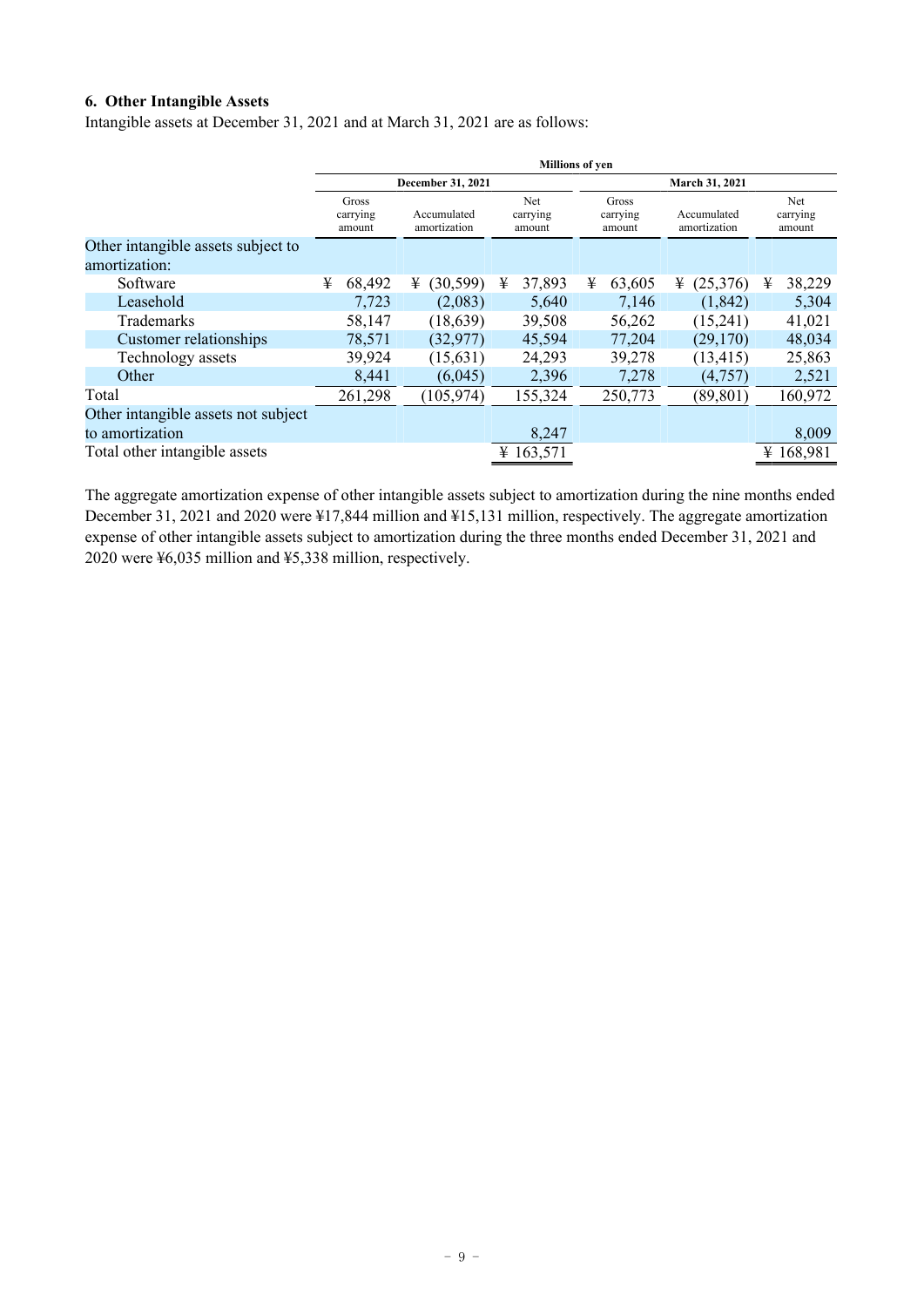### 6. Other Intangible Assets

Intangible assets at December 31, 2021 and at March 31, 2021 are as follows:

| | Millions of yen | | | | | |
|---|---|---|---|---|---|---|
| | December 31, 2021 | | | March 31, 2021 | | |
| | Gross carrying amount | Accumulated amortization | Net carrying amount | Gross carrying amount | Accumulated amortization | Net carrying amount |
| Other intangible assets subject to amortization: | | | | | | |
| Software | ¥ 68,492 | ¥ (30,599) | ¥ 37,893 | ¥ 63,605 | ¥ (25,376) | ¥ 38,229 |
| Leasehold | 7,723 | (2,083) | 5,640 | 7,146 | (1,842) | 5,304 |
| Trademarks | 58,147 | (18,639) | 39,508 | 56,262 | (15,241) | 41,021 |
| Customer relationships | 78,571 | (32,977) | 45,594 | 77,204 | (29,170) | 48,034 |
| Technology assets | 39,924 | (15,631) | 24,293 | 39,278 | (13,415) | 25,863 |
| Other | 8,441 | (6,045) | 2,396 | 7,278 | (4,757) | 2,521 |
| Total | 261,298 | (105,974) | 155,324 | 250,773 | (89,801) | 160,972 |
| Other intangible assets not subject to amortization | | | 8,247 | | | 8,009 |
| Total other intangible assets | | | ¥ 163,571 | | | ¥ 168,981 |

The aggregate amortization expense of other intangible assets subject to amortization during the nine months ended December 31, 2021 and 2020 were ¥17,844 million and ¥15,131 million, respectively. The aggregate amortization expense of other intangible assets subject to amortization during the three months ended December 31, 2021 and 2020 were ¥6,035 million and ¥5,338 million, respectively.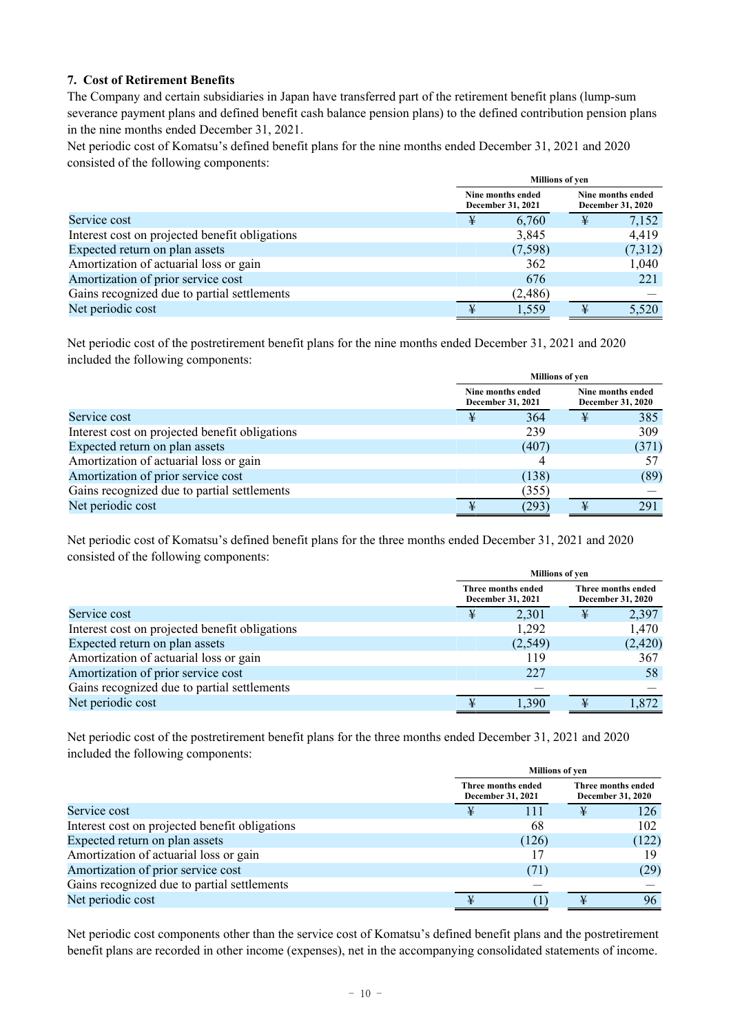### 7. Cost of Retirement Benefits

The Company and certain subsidiaries in Japan have transferred part of the retirement benefit plans (lump-sum severance payment plans and defined benefit cash balance pension plans) to the defined contribution pension plans in the nine months ended December 31, 2021.

Net periodic cost of Komatsu's defined benefit plans for the nine months ended December 31, 2021 and 2020 consisted of the following components:

| | Millions of yen | |
|---|---|---|
| | Nine months ended December 31, 2021 | Nine months ended December 31, 2020 |
| Service cost | ¥ 6,760 | ¥ 7,152 |
| Interest cost on projected benefit obligations | 3,845 | 4,419 |
| Expected return on plan assets | (7,598) | (7,312) |
| Amortization of actuarial loss or gain | 362 | 1,040 |
| Amortization of prior service cost | 676 | 221 |
| Gains recognized due to partial settlements | (2,486) | — |
| Net periodic cost | ¥ 1,559 | ¥ 5,520 |

Net periodic cost of the postretirement benefit plans for the nine months ended December 31, 2021 and 2020 included the following components:

| | Millions of yen | |
|---|---|---|
| | Nine months ended December 31, 2021 | Nine months ended December 31, 2020 |
| Service cost | ¥ 364 | ¥ 385 |
| Interest cost on projected benefit obligations | 239 | 309 |
| Expected return on plan assets | (407) | (371) |
| Amortization of actuarial loss or gain | 4 | 57 |
| Amortization of prior service cost | (138) | (89) |
| Gains recognized due to partial settlements | (355) | — |
| Net periodic cost | ¥ (293) | ¥ 291 |

Net periodic cost of Komatsu's defined benefit plans for the three months ended December 31, 2021 and 2020 consisted of the following components:

| | Millions of yen | |
|---|---|---|
| | Three months ended December 31, 2021 | Three months ended December 31, 2020 |
| Service cost | ¥ 2,301 | ¥ 2,397 |
| Interest cost on projected benefit obligations | 1,292 | 1,470 |
| Expected return on plan assets | (2,549) | (2,420) |
| Amortization of actuarial loss or gain | 119 | 367 |
| Amortization of prior service cost | 227 | 58 |
| Gains recognized due to partial settlements | — | — |
| Net periodic cost | ¥ 1,390 | ¥ 1,872 |

Net periodic cost of the postretirement benefit plans for the three months ended December 31, 2021 and 2020 included the following components:

| | Millions of yen | |
|---|---|---|
| | Three months ended December 31, 2021 | Three months ended December 31, 2020 |
| Service cost | ¥ 111 | ¥ 126 |
| Interest cost on projected benefit obligations | 68 | 102 |
| Expected return on plan assets | (126) | (122) |
| Amortization of actuarial loss or gain | 17 | 19 |
| Amortization of prior service cost | (71) | (29) |
| Gains recognized due to partial settlements | — | — |
| Net periodic cost | ¥ (1) | ¥ 96 |

Net periodic cost components other than the service cost of Komatsu's defined benefit plans and the postretirement benefit plans are recorded in other income (expenses), net in the accompanying consolidated statements of income.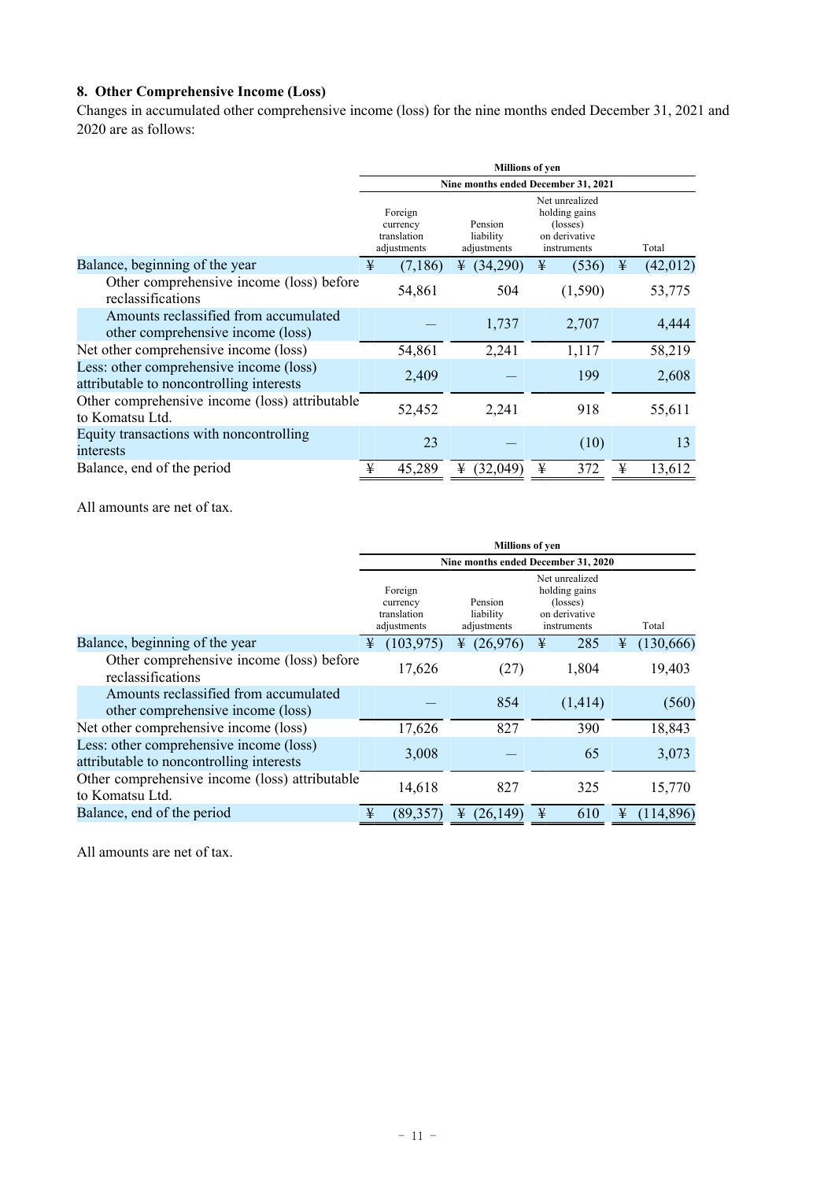## 8. Other Comprehensive Income (Loss)

Changes in accumulated other comprehensive income (loss) for the nine months ended December 31, 2021 and 2020 are as follows:

| | Millions of yen | | | |
|---|---|---|---|---|
| | Nine months ended December 31, 2021 | | | |
| | Foreign currency translation adjustments | Pension liability adjustments | Net unrealized holding gains (losses) on derivative instruments | Total |
| Balance, beginning of the year | ¥ (7,186) | ¥ (34,290) | ¥ (536) | ¥ (42,012) |
| Other comprehensive income (loss) before reclassifications | 54,861 | 504 | (1,590) | 53,775 |
| Amounts reclassified from accumulated other comprehensive income (loss) | — | 1,737 | 2,707 | 4,444 |
| Net other comprehensive income (loss) | 54,861 | 2,241 | 1,117 | 58,219 |
| Less: other comprehensive income (loss) attributable to noncontrolling interests | 2,409 | — | 199 | 2,608 |
| Other comprehensive income (loss) attributable to Komatsu Ltd. | 52,452 | 2,241 | 918 | 55,611 |
| Equity transactions with noncontrolling interests | 23 | — | (10) | 13 |
| Balance, end of the period | ¥ 45,289 | ¥ (32,049) | ¥ 372 | ¥ 13,612 |

All amounts are net of tax.

| | Millions of yen | | | |
|---|---|---|---|---|
| | Nine months ended December 31, 2020 | | | |
| | Foreign currency translation adjustments | Pension liability adjustments | Net unrealized holding gains (losses) on derivative instruments | Total |
| Balance, beginning of the year | ¥ (103,975) | ¥ (26,976) | ¥ 285 | ¥ (130,666) |
| Other comprehensive income (loss) before reclassifications | 17,626 | (27) | 1,804 | 19,403 |
| Amounts reclassified from accumulated other comprehensive income (loss) | — | 854 | (1,414) | (560) |
| Net other comprehensive income (loss) | 17,626 | 827 | 390 | 18,843 |
| Less: other comprehensive income (loss) attributable to noncontrolling interests | 3,008 | — | 65 | 3,073 |
| Other comprehensive income (loss) attributable to Komatsu Ltd. | 14,618 | 827 | 325 | 15,770 |
| Balance, end of the period | ¥ (89,357) | ¥ (26,149) | ¥ 610 | ¥ (114,896) |

All amounts are net of tax.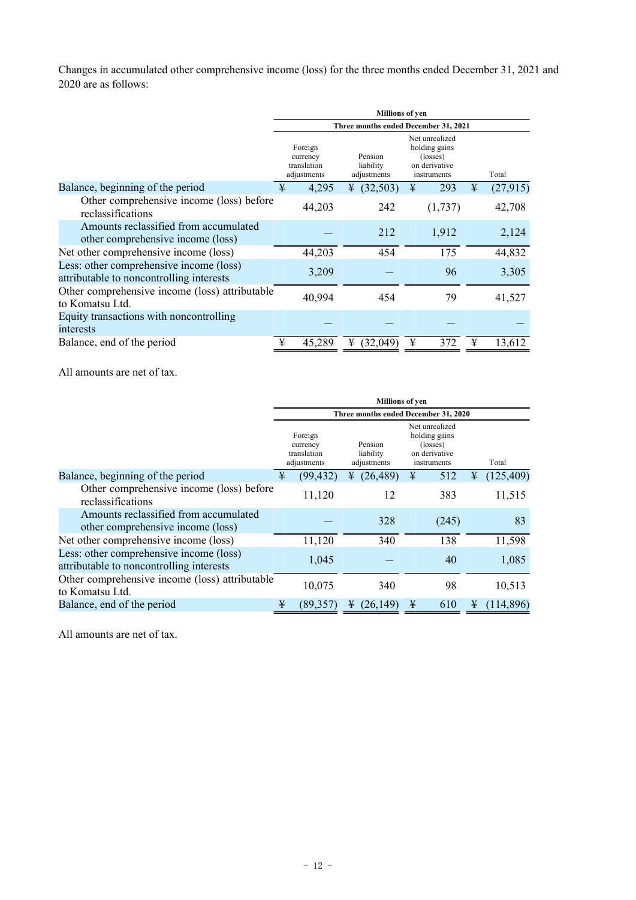Changes in accumulated other comprehensive income (loss) for the three months ended December 31, 2021 and 2020 are as follows:

| | Millions of yen | | | |
|---|---|---|---|---|
| | Three months ended December 31, 2021 | | | |
| | Foreign currency translation adjustments | Pension liability adjustments | Net unrealized holding gains (losses) on derivative instruments | Total |
| Balance, beginning of the period | ¥ 4,295 | ¥ (32,503) | ¥ 293 | ¥ (27,915) |
| Other comprehensive income (loss) before reclassifications | 44,203 | 242 | (1,737) | 42,708 |
| Amounts reclassified from accumulated other comprehensive income (loss) | — | 212 | 1,912 | 2,124 |
| Net other comprehensive income (loss) | 44,203 | 454 | 175 | 44,832 |
| Less: other comprehensive income (loss) attributable to noncontrolling interests | 3,209 | — | 96 | 3,305 |
| Other comprehensive income (loss) attributable to Komatsu Ltd. | 40,994 | 454 | 79 | 41,527 |
| Equity transactions with noncontrolling interests | — | — | — | — |
| Balance, end of the period | ¥ 45,289 | ¥ (32,049) | ¥ 372 | ¥ 13,612 |

All amounts are net of tax.

| | Millions of yen | | | |
|---|---|---|---|---|
| | Three months ended December 31, 2020 | | | |
| | Foreign currency translation adjustments | Pension liability adjustments | Net unrealized holding gains (losses) on derivative instruments | Total |
| Balance, beginning of the period | ¥ (99,432) | ¥ (26,489) | ¥ 512 | ¥ (125,409) |
| Other comprehensive income (loss) before reclassifications | 11,120 | 12 | 383 | 11,515 |
| Amounts reclassified from accumulated other comprehensive income (loss) | — | 328 | (245) | 83 |
| Net other comprehensive income (loss) | 11,120 | 340 | 138 | 11,598 |
| Less: other comprehensive income (loss) attributable to noncontrolling interests | 1,045 | — | 40 | 1,085 |
| Other comprehensive income (loss) attributable to Komatsu Ltd. | 10,075 | 340 | 98 | 10,513 |
| Balance, end of the period | ¥ (89,357) | ¥ (26,149) | ¥ 610 | ¥ (114,896) |

All amounts are net of tax.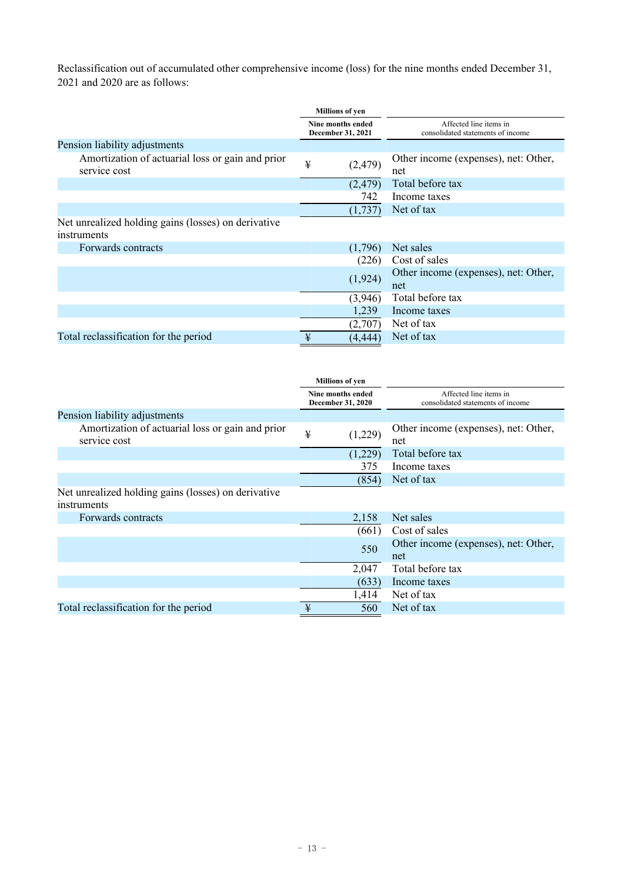Reclassification out of accumulated other comprehensive income (loss) for the nine months ended December 31, 2021 and 2020 are as follows:

| | Millions of yen | |
|---|---|---|
| | Nine months ended December 31, 2021 | Affected line items in consolidated statements of income |
| Pension liability adjustments | | |
| Amortization of actuarial loss or gain and prior service cost | ¥ (2,479) | Other income (expenses), net: Other, net |
| | (2,479) | Total before tax |
| | 742 | Income taxes |
| | (1,737) | Net of tax |
| Net unrealized holding gains (losses) on derivative instruments | | |
| Forwards contracts | (1,796) | Net sales |
| | (226) | Cost of sales |
| | (1,924) | Other income (expenses), net: Other, net |
| | (3,946) | Total before tax |
| | 1,239 | Income taxes |
| | (2,707) | Net of tax |
| Total reclassification for the period | ¥ (4,444) | Net of tax |

| | Millions of yen | |
|---|---|---|
| | Nine months ended December 31, 2020 | Affected line items in consolidated statements of income |
| Pension liability adjustments | | |
| Amortization of actuarial loss or gain and prior service cost | ¥ (1,229) | Other income (expenses), net: Other, net |
| | (1,229) | Total before tax |
| | 375 | Income taxes |
| | (854) | Net of tax |
| Net unrealized holding gains (losses) on derivative instruments | | |
| Forwards contracts | 2,158 | Net sales |
| | (661) | Cost of sales |
| | 550 | Other income (expenses), net: Other, net |
| | 2,047 | Total before tax |
| | (633) | Income taxes |
| | 1,414 | Net of tax |
| Total reclassification for the period | ¥ 560 | Net of tax |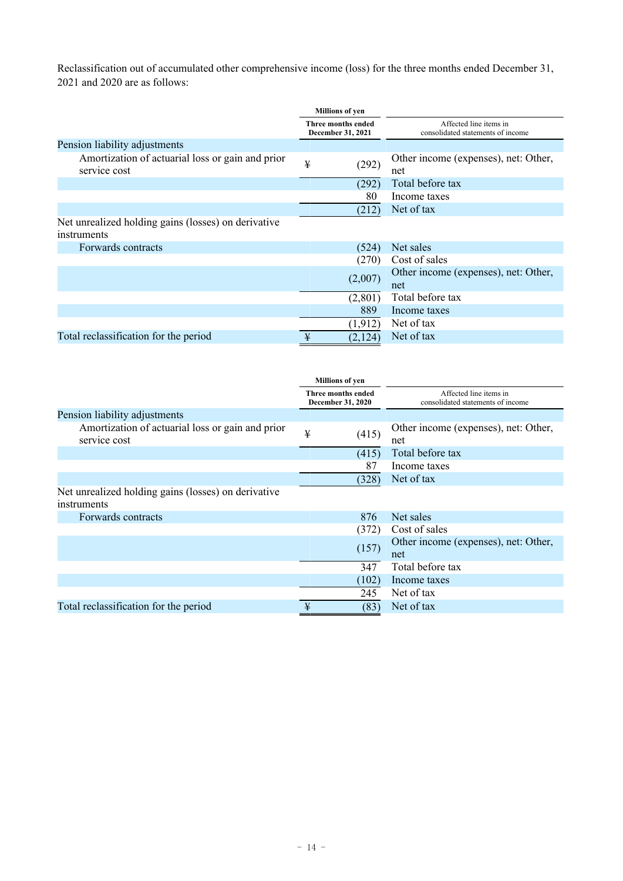Reclassification out of accumulated other comprehensive income (loss) for the three months ended December 31, 2021 and 2020 are as follows:

| | Millions of yen | |
|---|---|---|
| | Three months ended December 31, 2021 | Affected line items in consolidated statements of income |
| Pension liability adjustments | | |
| Amortization of actuarial loss or gain and prior service cost | ¥ (292) | Other income (expenses), net: Other, net |
| | (292) | Total before tax |
| | 80 | Income taxes |
| | (212) | Net of tax |
| Net unrealized holding gains (losses) on derivative instruments | | |
| Forwards contracts | (524) | Net sales |
| | (270) | Cost of sales |
| | (2,007) | Other income (expenses), net: Other, net |
| | (2,801) | Total before tax |
| | 889 | Income taxes |
| | (1,912) | Net of tax |
| Total reclassification for the period | ¥ (2,124) | Net of tax |

| | Millions of yen | |
|---|---|---|
| | Three months ended December 31, 2020 | Affected line items in consolidated statements of income |
| Pension liability adjustments | | |
| Amortization of actuarial loss or gain and prior service cost | ¥ (415) | Other income (expenses), net: Other, net |
| | (415) | Total before tax |
| | 87 | Income taxes |
| | (328) | Net of tax |
| Net unrealized holding gains (losses) on derivative instruments | | |
| Forwards contracts | 876 | Net sales |
| | (372) | Cost of sales |
| | (157) | Other income (expenses), net: Other, net |
| | 347 | Total before tax |
| | (102) | Income taxes |
| | 245 | Net of tax |
| Total reclassification for the period | ¥ (83) | Net of tax |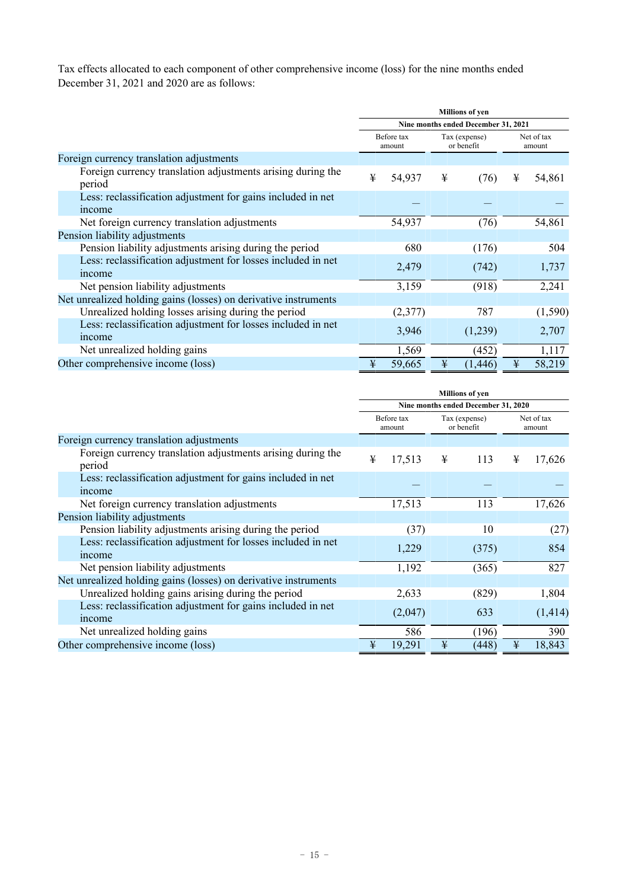Tax effects allocated to each component of other comprehensive income (loss) for the nine months ended December 31, 2021 and 2020 are as follows:

| | Millions of yen | | |
|---|---|---|---|
| | Nine months ended December 31, 2021 | | |
| | Before tax amount | Tax (expense) or benefit | Net of tax amount |
| Foreign currency translation adjustments | | | |
| Foreign currency translation adjustments arising during the period | ¥ 54,937 | ¥ (76) | ¥ 54,861 |
| Less: reclassification adjustment for gains included in net income | — | — | — |
| Net foreign currency translation adjustments | 54,937 | (76) | 54,861 |
| Pension liability adjustments | | | |
| Pension liability adjustments arising during the period | 680 | (176) | 504 |
| Less: reclassification adjustment for losses included in net income | 2,479 | (742) | 1,737 |
| Net pension liability adjustments | 3,159 | (918) | 2,241 |
| Net unrealized holding gains (losses) on derivative instruments | | | |
| Unrealized holding losses arising during the period | (2,377) | 787 | (1,590) |
| Less: reclassification adjustment for losses included in net income | 3,946 | (1,239) | 2,707 |
| Net unrealized holding gains | 1,569 | (452) | 1,117 |
| Other comprehensive income (loss) | ¥ 59,665 | ¥ (1,446) | ¥ 58,219 |

| | Millions of yen | | |
|---|---|---|---|
| | Nine months ended December 31, 2020 | | |
| | Before tax amount | Tax (expense) or benefit | Net of tax amount |
| Foreign currency translation adjustments | | | |
| Foreign currency translation adjustments arising during the period | ¥ 17,513 | ¥ 113 | ¥ 17,626 |
| Less: reclassification adjustment for gains included in net income | — | — | — |
| Net foreign currency translation adjustments | 17,513 | 113 | 17,626 |
| Pension liability adjustments | | | |
| Pension liability adjustments arising during the period | (37) | 10 | (27) |
| Less: reclassification adjustment for losses included in net income | 1,229 | (375) | 854 |
| Net pension liability adjustments | 1,192 | (365) | 827 |
| Net unrealized holding gains (losses) on derivative instruments | | | |
| Unrealized holding gains arising during the period | 2,633 | (829) | 1,804 |
| Less: reclassification adjustment for gains included in net income | (2,047) | 633 | (1,414) |
| Net unrealized holding gains | 586 | (196) | 390 |
| Other comprehensive income (loss) | ¥ 19,291 | ¥ (448) | ¥ 18,843 |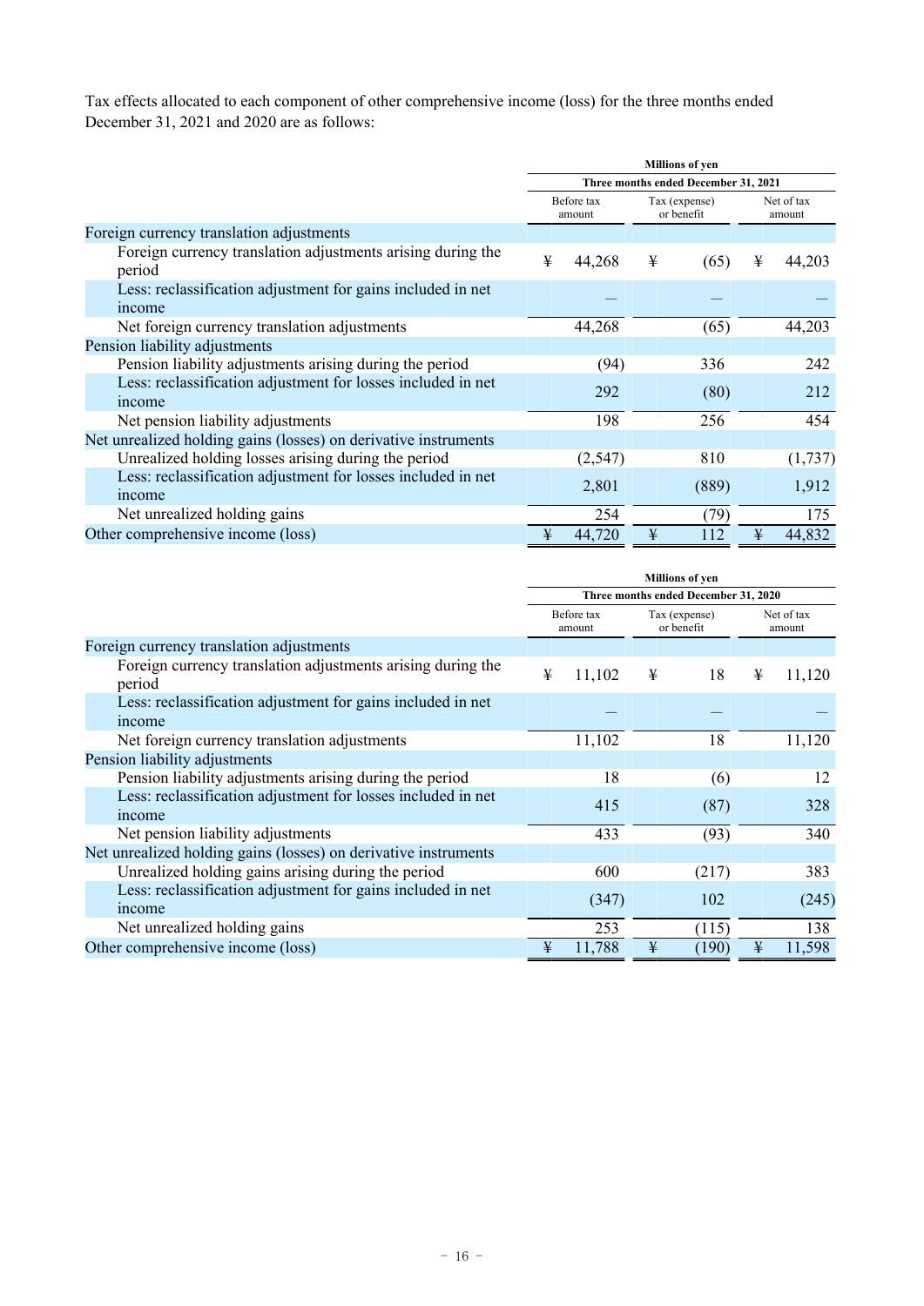Tax effects allocated to each component of other comprehensive income (loss) for the three months ended December 31, 2021 and 2020 are as follows:

| | Millions of yen | | |
|---|---|---|---|
| | Three months ended December 31, 2021 | | |
| | Before tax amount | Tax (expense) or benefit | Net of tax amount |
| Foreign currency translation adjustments | | | |
| Foreign currency translation adjustments arising during the period | ¥ 44,268 | ¥ (65) | ¥ 44,203 |
| Less: reclassification adjustment for gains included in net income | — | — | — |
| Net foreign currency translation adjustments | 44,268 | (65) | 44,203 |
| Pension liability adjustments | | | |
| Pension liability adjustments arising during the period | (94) | 336 | 242 |
| Less: reclassification adjustment for losses included in net income | 292 | (80) | 212 |
| Net pension liability adjustments | 198 | 256 | 454 |
| Net unrealized holding gains (losses) on derivative instruments | | | |
| Unrealized holding losses arising during the period | (2,547) | 810 | (1,737) |
| Less: reclassification adjustment for losses included in net income | 2,801 | (889) | 1,912 |
| Net unrealized holding gains | 254 | (79) | 175 |
| Other comprehensive income (loss) | ¥ 44,720 | ¥ 112 | ¥ 44,832 |

| | Millions of yen | | |
|---|---|---|---|
| | Three months ended December 31, 2020 | | |
| | Before tax amount | Tax (expense) or benefit | Net of tax amount |
| Foreign currency translation adjustments | | | |
| Foreign currency translation adjustments arising during the period | ¥ 11,102 | ¥ 18 | ¥ 11,120 |
| Less: reclassification adjustment for gains included in net income | — | — | — |
| Net foreign currency translation adjustments | 11,102 | 18 | 11,120 |
| Pension liability adjustments | | | |
| Pension liability adjustments arising during the period | 18 | (6) | 12 |
| Less: reclassification adjustment for losses included in net income | 415 | (87) | 328 |
| Net pension liability adjustments | 433 | (93) | 340 |
| Net unrealized holding gains (losses) on derivative instruments | | | |
| Unrealized holding gains arising during the period | 600 | (217) | 383 |
| Less: reclassification adjustment for gains included in net income | (347) | 102 | (245) |
| Net unrealized holding gains | 253 | (115) | 138 |
| Other comprehensive income (loss) | ¥ 11,788 | ¥ (190) | ¥ 11,598 |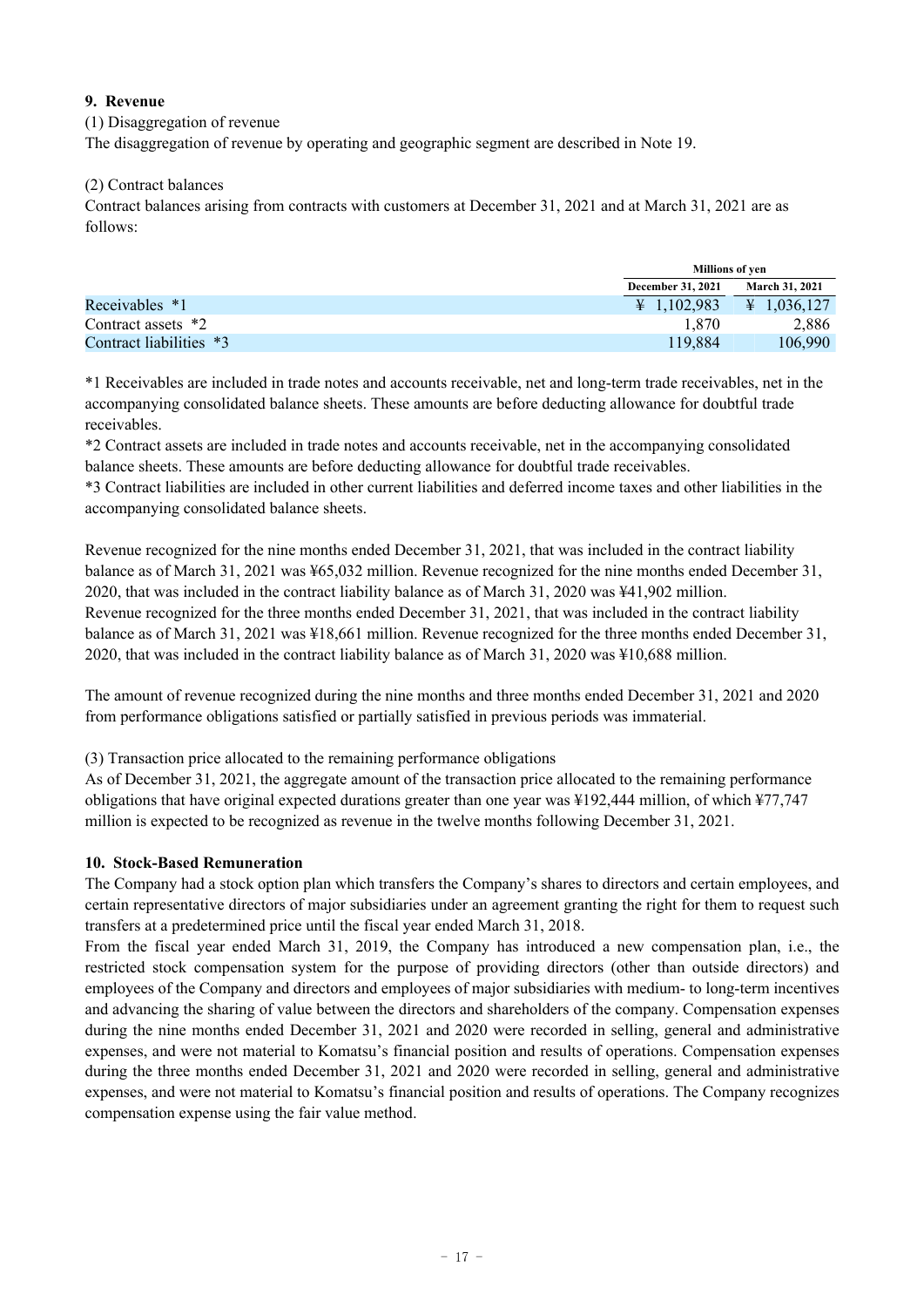## 9. Revenue

(1) Disaggregation of revenue

The disaggregation of revenue by operating and geographic segment are described in Note 19.

(2) Contract balances

Contract balances arising from contracts with customers at December 31, 2021 and at March 31, 2021 are as follows:

| | Millions of yen | |
|---|---|---|
| | December 31, 2021 | March 31, 2021 |
| Receivables *1 | ¥ 1,102,983 | ¥ 1,036,127 |
| Contract assets *2 | 1,870 | 2,886 |
| Contract liabilities *3 | 119,884 | 106,990 |

*1 Receivables are included in trade notes and accounts receivable, net and long-term trade receivables, net in the accompanying consolidated balance sheets. These amounts are before deducting allowance for doubtful trade receivables.

*2 Contract assets are included in trade notes and accounts receivable, net in the accompanying consolidated balance sheets. These amounts are before deducting allowance for doubtful trade receivables.

*3 Contract liabilities are included in other current liabilities and deferred income taxes and other liabilities in the accompanying consolidated balance sheets.

Revenue recognized for the nine months ended December 31, 2021, that was included in the contract liability balance as of March 31, 2021 was ¥65,032 million. Revenue recognized for the nine months ended December 31, 2020, that was included in the contract liability balance as of March 31, 2020 was ¥41,902 million.
Revenue recognized for the three months ended December 31, 2021, that was included in the contract liability balance as of March 31, 2021 was ¥18,661 million. Revenue recognized for the three months ended December 31, 2020, that was included in the contract liability balance as of March 31, 2020 was ¥10,688 million.

The amount of revenue recognized during the nine months and three months ended December 31, 2021 and 2020 from performance obligations satisfied or partially satisfied in previous periods was immaterial.

(3) Transaction price allocated to the remaining performance obligations

As of December 31, 2021, the aggregate amount of the transaction price allocated to the remaining performance obligations that have original expected durations greater than one year was ¥192,444 million, of which ¥77,747 million is expected to be recognized as revenue in the twelve months following December 31, 2021.

## 10. Stock-Based Remuneration

The Company had a stock option plan which transfers the Company's shares to directors and certain employees, and certain representative directors of major subsidiaries under an agreement granting the right for them to request such transfers at a predetermined price until the fiscal year ended March 31, 2018.
From the fiscal year ended March 31, 2019, the Company has introduced a new compensation plan, i.e., the restricted stock compensation system for the purpose of providing directors (other than outside directors) and employees of the Company and directors and employees of major subsidiaries with medium- to long-term incentives and advancing the sharing of value between the directors and shareholders of the company. Compensation expenses during the nine months ended December 31, 2021 and 2020 were recorded in selling, general and administrative expenses, and were not material to Komatsu's financial position and results of operations. Compensation expenses during the three months ended December 31, 2021 and 2020 were recorded in selling, general and administrative expenses, and were not material to Komatsu's financial position and results of operations. The Company recognizes compensation expense using the fair value method.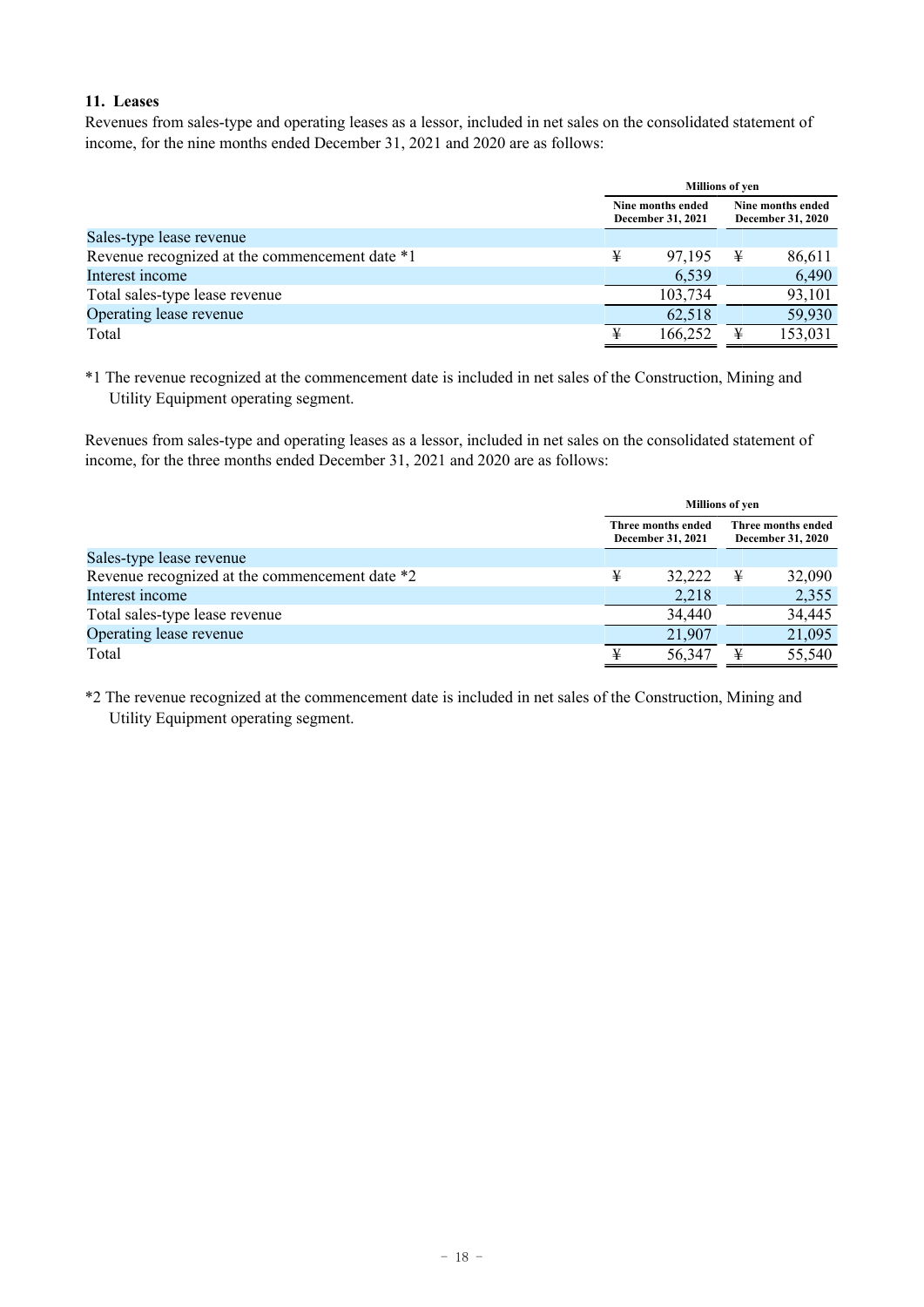## 11. Leases

Revenues from sales-type and operating leases as a lessor, included in net sales on the consolidated statement of income, for the nine months ended December 31, 2021 and 2020 are as follows:

| | Millions of yen | |
|---|---|---|
| | Nine months ended December 31, 2021 | Nine months ended December 31, 2020 |
| Sales-type lease revenue | | |
| Revenue recognized at the commencement date *1 | ¥ 97,195 | ¥ 86,611 |
| Interest income | 6,539 | 6,490 |
| Total sales-type lease revenue | 103,734 | 93,101 |
| Operating lease revenue | 62,518 | 59,930 |
| Total | ¥ 166,252 | ¥ 153,031 |

*1 The revenue recognized at the commencement date is included in net sales of the Construction, Mining and Utility Equipment operating segment.

Revenues from sales-type and operating leases as a lessor, included in net sales on the consolidated statement of income, for the three months ended December 31, 2021 and 2020 are as follows:

| | Millions of yen | |
|---|---|---|
| | Three months ended December 31, 2021 | Three months ended December 31, 2020 |
| Sales-type lease revenue | | |
| Revenue recognized at the commencement date *2 | ¥ 32,222 | ¥ 32,090 |
| Interest income | 2,218 | 2,355 |
| Total sales-type lease revenue | 34,440 | 34,445 |
| Operating lease revenue | 21,907 | 21,095 |
| Total | ¥ 56,347 | ¥ 55,540 |

*2 The revenue recognized at the commencement date is included in net sales of the Construction, Mining and Utility Equipment operating segment.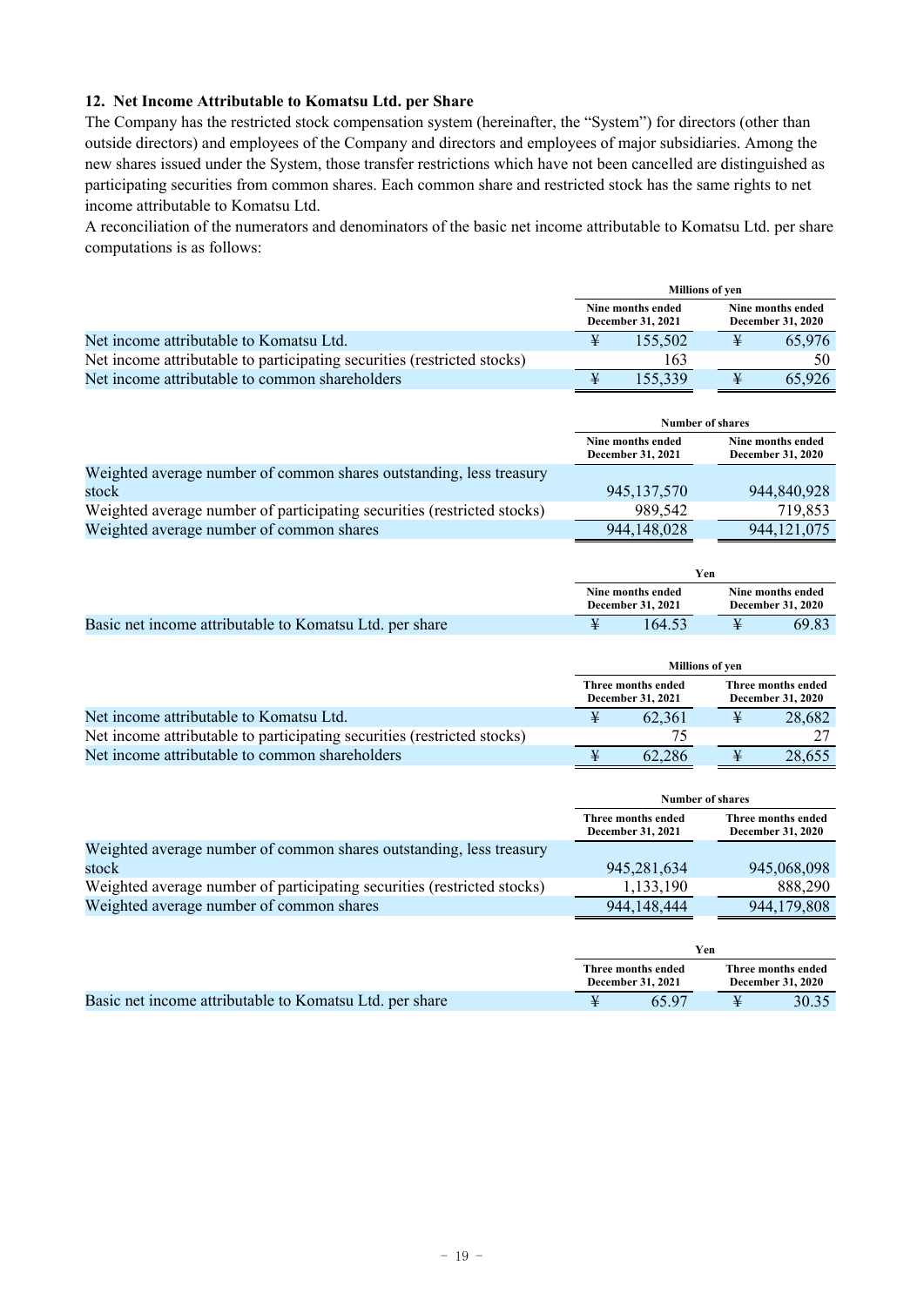### 12. Net Income Attributable to Komatsu Ltd. per Share

The Company has the restricted stock compensation system (hereinafter, the "System") for directors (other than outside directors) and employees of the Company and directors and employees of major subsidiaries. Among the new shares issued under the System, those transfer restrictions which have not been cancelled are distinguished as participating securities from common shares. Each common share and restricted stock has the same rights to net income attributable to Komatsu Ltd.

A reconciliation of the numerators and denominators of the basic net income attributable to Komatsu Ltd. per share computations is as follows:

| | Millions of yen | |
|---|---|---|
| | Nine months ended December 31, 2021 | Nine months ended December 31, 2020 |
| Net income attributable to Komatsu Ltd. | ¥ 155,502 | ¥ 65,976 |
| Net income attributable to participating securities (restricted stocks) | 163 | 50 |
| Net income attributable to common shareholders | ¥ 155,339 | ¥ 65,926 |

| | Number of shares | |
|---|---|---|
| | Nine months ended December 31, 2021 | Nine months ended December 31, 2020 |
| Weighted average number of common shares outstanding, less treasury stock | 945,137,570 | 944,840,928 |
| Weighted average number of participating securities (restricted stocks) | 989,542 | 719,853 |
| Weighted average number of common shares | 944,148,028 | 944,121,075 |

| | Yen | |
|---|---|---|
| | Nine months ended December 31, 2021 | Nine months ended December 31, 2020 |
| Basic net income attributable to Komatsu Ltd. per share | ¥ 164.53 | ¥ 69.83 |

| | Millions of yen | |
|---|---|---|
| | Three months ended December 31, 2021 | Three months ended December 31, 2020 |
| Net income attributable to Komatsu Ltd. | ¥ 62,361 | ¥ 28,682 |
| Net income attributable to participating securities (restricted stocks) | 75 | 27 |
| Net income attributable to common shareholders | ¥ 62,286 | ¥ 28,655 |

| | Number of shares | |
|---|---|---|
| | Three months ended December 31, 2021 | Three months ended December 31, 2020 |
| Weighted average number of common shares outstanding, less treasury stock | 945,281,634 | 945,068,098 |
| Weighted average number of participating securities (restricted stocks) | 1,133,190 | 888,290 |
| Weighted average number of common shares | 944,148,444 | 944,179,808 |

| | Yen | |
|---|---|---|
| | Three months ended December 31, 2021 | Three months ended December 31, 2020 |
| Basic net income attributable to Komatsu Ltd. per share | ¥ 65.97 | ¥ 30.35 |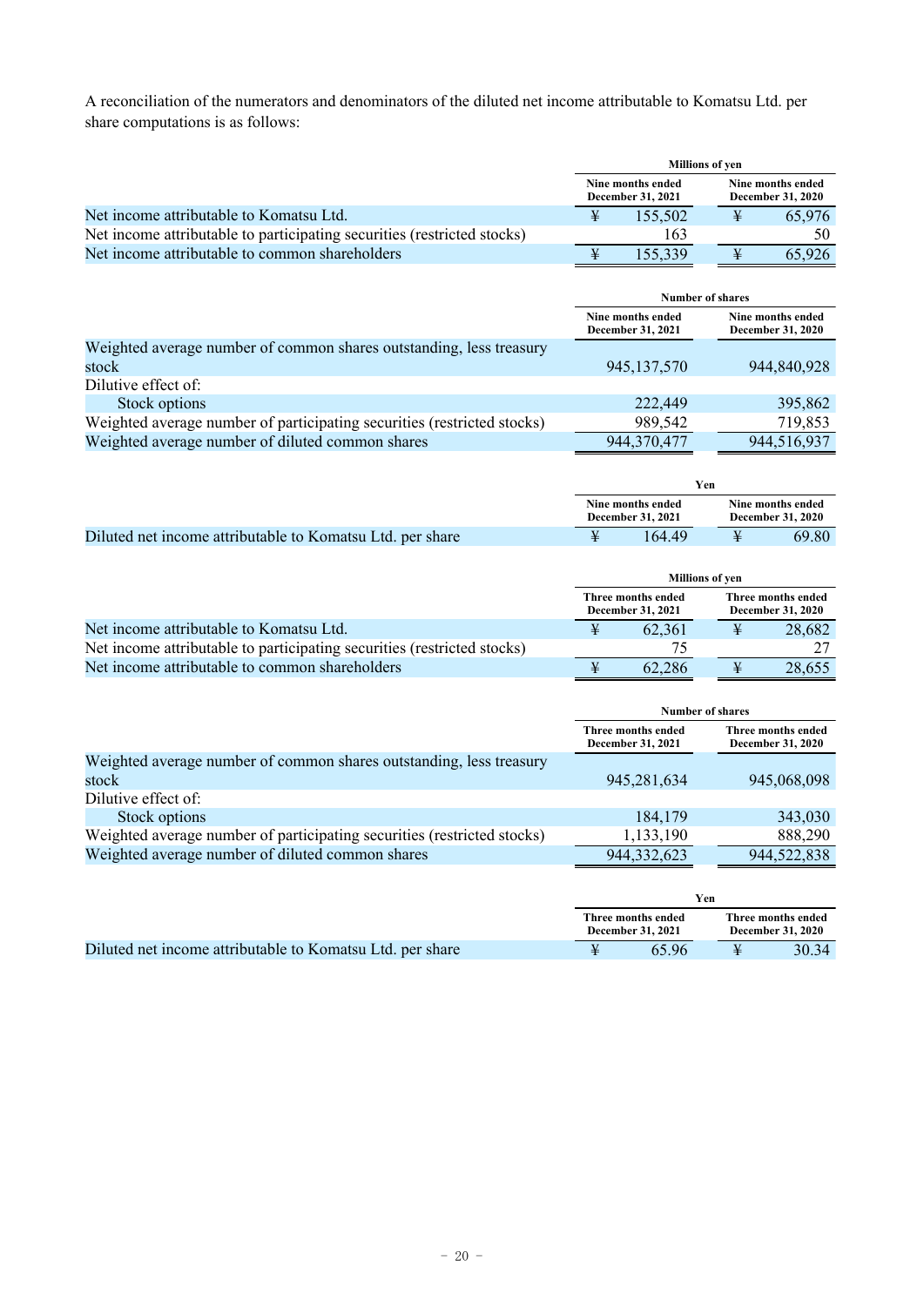A reconciliation of the numerators and denominators of the diluted net income attributable to Komatsu Ltd. per share computations is as follows:

| | Millions of yen | |
|---|---|---|
| | Nine months ended December 31, 2021 | Nine months ended December 31, 2020 |
| Net income attributable to Komatsu Ltd. | ¥ 155,502 | ¥ 65,976 |
| Net income attributable to participating securities (restricted stocks) | 163 | 50 |
| Net income attributable to common shareholders | ¥ 155,339 | ¥ 65,926 |

| | Number of shares | |
|---|---|---|
| | Nine months ended December 31, 2021 | Nine months ended December 31, 2020 |
| Weighted average number of common shares outstanding, less treasury stock | 945,137,570 | 944,840,928 |
| Dilutive effect of: | | |
| Stock options | 222,449 | 395,862 |
| Weighted average number of participating securities (restricted stocks) | 989,542 | 719,853 |
| Weighted average number of diluted common shares | 944,370,477 | 944,516,937 |

| | Yen | |
|---|---|---|
| | Nine months ended December 31, 2021 | Nine months ended December 31, 2020 |
| Diluted net income attributable to Komatsu Ltd. per share | ¥ 164.49 | ¥ 69.80 |

| | Millions of yen | |
|---|---|---|
| | Three months ended December 31, 2021 | Three months ended December 31, 2020 |
| Net income attributable to Komatsu Ltd. | ¥ 62,361 | ¥ 28,682 |
| Net income attributable to participating securities (restricted stocks) | 75 | 27 |
| Net income attributable to common shareholders | ¥ 62,286 | ¥ 28,655 |

| | Number of shares | |
|---|---|---|
| | Three months ended December 31, 2021 | Three months ended December 31, 2020 |
| Weighted average number of common shares outstanding, less treasury stock | 945,281,634 | 945,068,098 |
| Dilutive effect of: | | |
| Stock options | 184,179 | 343,030 |
| Weighted average number of participating securities (restricted stocks) | 1,133,190 | 888,290 |
| Weighted average number of diluted common shares | 944,332,623 | 944,522,838 |

| | Yen | |
|---|---|---|
| | Three months ended December 31, 2021 | Three months ended December 31, 2020 |
| Diluted net income attributable to Komatsu Ltd. per share | ¥ 65.96 | ¥ 30.34 |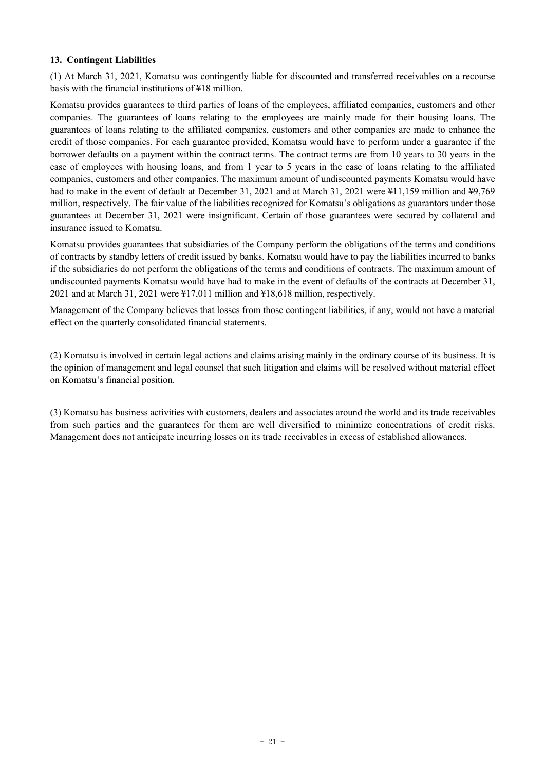**13. Contingent Liabilities**

(1) At March 31, 2021, Komatsu was contingently liable for discounted and transferred receivables on a recourse basis with the financial institutions of ¥18 million.

Komatsu provides guarantees to third parties of loans of the employees, affiliated companies, customers and other companies. The guarantees of loans relating to the employees are mainly made for their housing loans. The guarantees of loans relating to the affiliated companies, customers and other companies are made to enhance the credit of those companies. For each guarantee provided, Komatsu would have to perform under a guarantee if the borrower defaults on a payment within the contract terms. The contract terms are from 10 years to 30 years in the case of employees with housing loans, and from 1 year to 5 years in the case of loans relating to the affiliated companies, customers and other companies. The maximum amount of undiscounted payments Komatsu would have had to make in the event of default at December 31, 2021 and at March 31, 2021 were ¥11,159 million and ¥9,769 million, respectively. The fair value of the liabilities recognized for Komatsu's obligations as guarantors under those guarantees at December 31, 2021 were insignificant. Certain of those guarantees were secured by collateral and insurance issued to Komatsu.

Komatsu provides guarantees that subsidiaries of the Company perform the obligations of the terms and conditions of contracts by standby letters of credit issued by banks. Komatsu would have to pay the liabilities incurred to banks if the subsidiaries do not perform the obligations of the terms and conditions of contracts. The maximum amount of undiscounted payments Komatsu would have had to make in the event of defaults of the contracts at December 31, 2021 and at March 31, 2021 were ¥17,011 million and ¥18,618 million, respectively.

Management of the Company believes that losses from those contingent liabilities, if any, would not have a material effect on the quarterly consolidated financial statements.

(2) Komatsu is involved in certain legal actions and claims arising mainly in the ordinary course of its business. It is the opinion of management and legal counsel that such litigation and claims will be resolved without material effect on Komatsu's financial position.

(3) Komatsu has business activities with customers, dealers and associates around the world and its trade receivables from such parties and the guarantees for them are well diversified to minimize concentrations of credit risks. Management does not anticipate incurring losses on its trade receivables in excess of established allowances.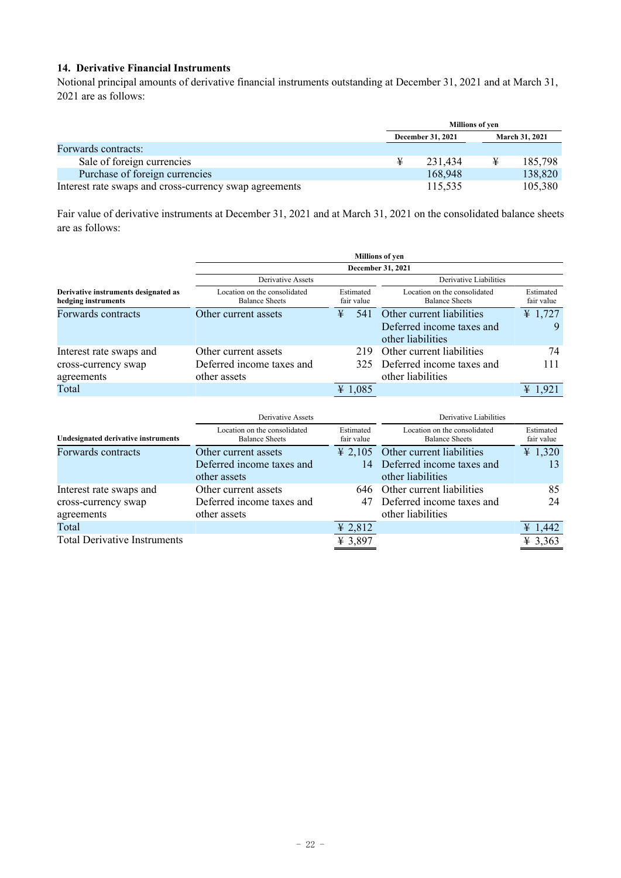## 14. Derivative Financial Instruments

Notional principal amounts of derivative financial instruments outstanding at December 31, 2021 and at March 31, 2021 are as follows:

| | Millions of yen | |
|---|---|---|
| | December 31, 2021 | March 31, 2021 |
| Forwards contracts: | | |
| Sale of foreign currencies | ¥ 231,434 | ¥ 185,798 |
| Purchase of foreign currencies | 168,948 | 138,820 |
| Interest rate swaps and cross-currency swap agreements | 115,535 | 105,380 |

Fair value of derivative instruments at December 31, 2021 and at March 31, 2021 on the consolidated balance sheets are as follows:

| | Millions of yen | | | |
|---|---|---|---|---|
| | December 31, 2021 | | | |
| | Derivative Assets | | Derivative Liabilities | |
| Derivative instruments designated as hedging instruments | Location on the consolidated Balance Sheets | Estimated fair value | Location on the consolidated Balance Sheets | Estimated fair value |
| Forwards contracts | Other current assets | ¥ 541 | Other current liabilities | ¥ 1,727 |
| | | | Deferred income taxes and other liabilities | 9 |
| Interest rate swaps and cross-currency swap agreements | Other current assets | 219 | Other current liabilities | 74 |
| | Deferred income taxes and other assets | 325 | Deferred income taxes and other liabilities | 111 |
| Total | | ¥ 1,085 | | ¥ 1,921 |

| | Derivative Assets | | Derivative Liabilities | |
|---|---|---|---|---|
| Undesignated derivative instruments | Location on the consolidated Balance Sheets | Estimated fair value | Location on the consolidated Balance Sheets | Estimated fair value |
| Forwards contracts | Other current assets | ¥ 2,105 | Other current liabilities | ¥ 1,320 |
| | Deferred income taxes and other assets | 14 | Deferred income taxes and other liabilities | 13 |
| Interest rate swaps and cross-currency swap agreements | Other current assets | 646 | Other current liabilities | 85 |
| | Deferred income taxes and other assets | 47 | Deferred income taxes and other liabilities | 24 |
| Total | | ¥ 2,812 | | ¥ 1,442 |
| Total Derivative Instruments | | ¥ 3,897 | | ¥ 3,363 |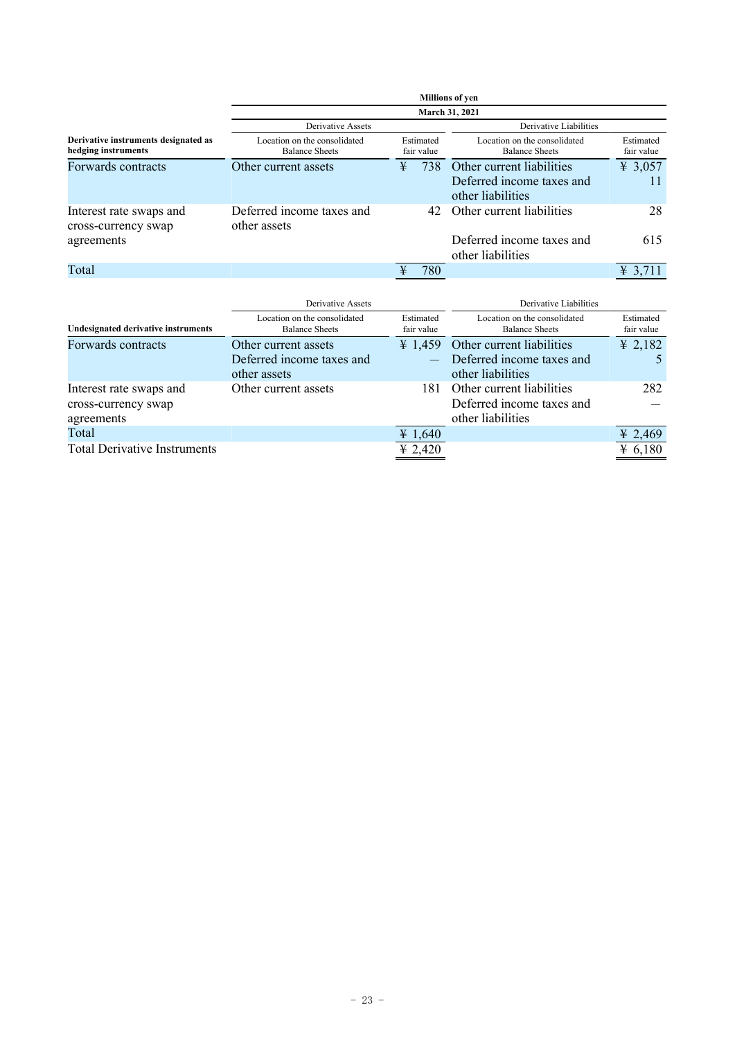| | Millions of yen | | | |
|---|---|---|---|---|
| | March 31, 2021 | | | |
| | Derivative Assets | | Derivative Liabilities | |
| **Derivative instruments designated as hedging instruments** | Location on the consolidated Balance Sheets | Estimated fair value | Location on the consolidated Balance Sheets | Estimated fair value |
| Forwards contracts | Other current assets | ¥ 738 | Other current liabilities | ¥ 3,057 |
| | | | Deferred income taxes and other liabilities | 11 |
| Interest rate swaps and cross-currency swap agreements | Deferred income taxes and other assets | 42 | Other current liabilities | 28 |
| | | | Deferred income taxes and other liabilities | 615 |
| Total | | ¥ 780 | | ¥ 3,711 |

| | Derivative Assets | | Derivative Liabilities | |
|---|---|---|---|---|
| **Undesignated derivative instruments** | Location on the consolidated Balance Sheets | Estimated fair value | Location on the consolidated Balance Sheets | Estimated fair value |
| Forwards contracts | Other current assets | ¥ 1,459 | Other current liabilities | ¥ 2,182 |
| | Deferred income taxes and other assets | — | Deferred income taxes and other liabilities | 5 |
| Interest rate swaps and cross-currency swap agreements | Other current assets | 181 | Other current liabilities | 282 |
| | | | Deferred income taxes and other liabilities | — |
| Total | | ¥ 1,640 | | ¥ 2,469 |
| Total Derivative Instruments | | ¥ 2,420 | | ¥ 6,180 |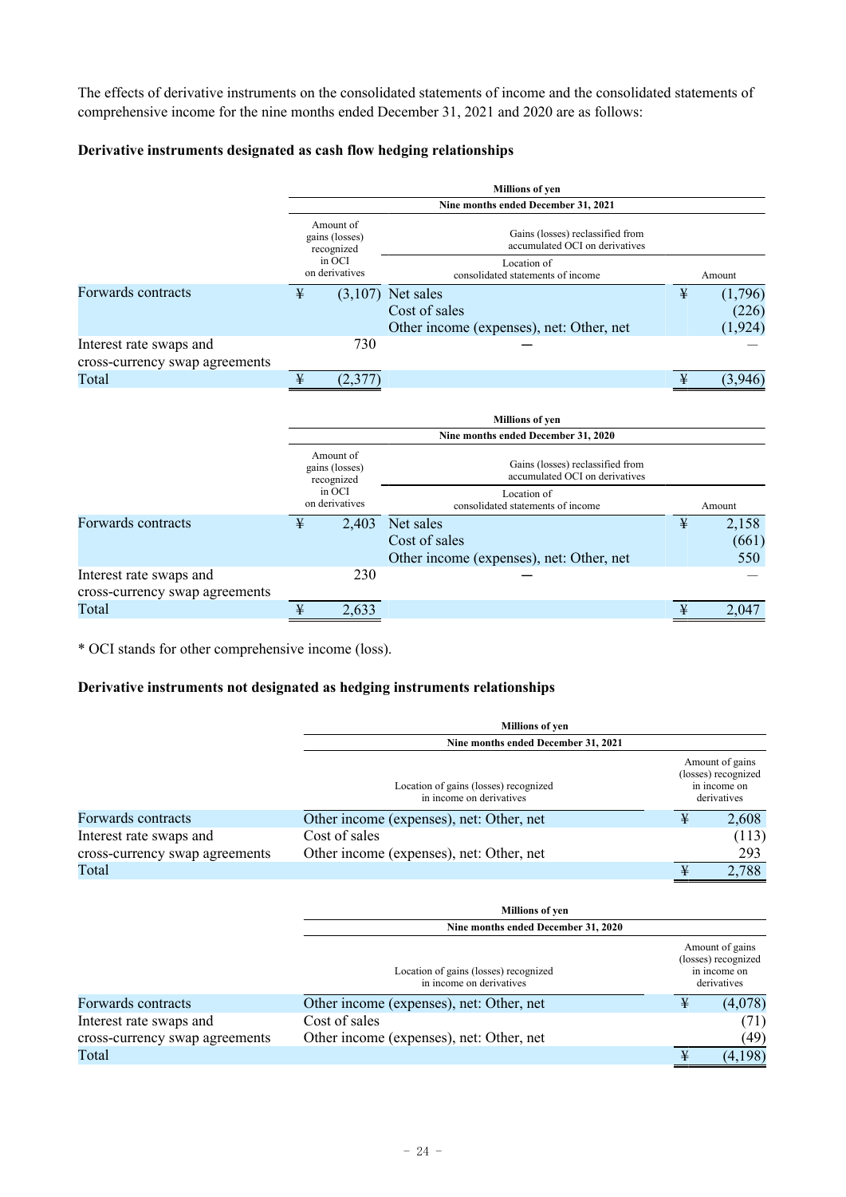The effects of derivative instruments on the consolidated statements of income and the consolidated statements of comprehensive income for the nine months ended December 31, 2021 and 2020 are as follows:

**Derivative instruments designated as cash flow hedging relationships**

| | Millions of yen | | |
|---|---|---|---|
| | Nine months ended December 31, 2021 | | |
| | Amount of gains (losses) recognized in OCI on derivatives | Gains (losses) reclassified from accumulated OCI on derivatives | |
| | | Location of consolidated statements of income | Amount |
| Forwards contracts | ¥ (3,107) | Net sales | ¥ (1,796) |
| | | Cost of sales | (226) |
| | | Other income (expenses), net: Other, net | (1,924) |
| Interest rate swaps and cross-currency swap agreements | 730 | ― | ― |
| Total | ¥ (2,377) | | ¥ (3,946) |

| | Millions of yen | | |
|---|---|---|---|
| | Nine months ended December 31, 2020 | | |
| | Amount of gains (losses) recognized in OCI on derivatives | Gains (losses) reclassified from accumulated OCI on derivatives | |
| | | Location of consolidated statements of income | Amount |
| Forwards contracts | ¥ 2,403 | Net sales | ¥ 2,158 |
| | | Cost of sales | (661) |
| | | Other income (expenses), net: Other, net | 550 |
| Interest rate swaps and cross-currency swap agreements | 230 | ― | ― |
| Total | ¥ 2,633 | | ¥ 2,047 |

\* OCI stands for other comprehensive income (loss).

**Derivative instruments not designated as hedging instruments relationships**

| | Millions of yen | |
|---|---|---|
| | Nine months ended December 31, 2021 | |
| | Location of gains (losses) recognized in income on derivatives | Amount of gains (losses) recognized in income on derivatives |
| Forwards contracts | Other income (expenses), net: Other, net | ¥ 2,608 |
| Interest rate swaps and | Cost of sales | (113) |
| cross-currency swap agreements | Other income (expenses), net: Other, net | 293 |
| Total | | ¥ 2,788 |

| | Millions of yen | |
|---|---|---|
| | Nine months ended December 31, 2020 | |
| | Location of gains (losses) recognized in income on derivatives | Amount of gains (losses) recognized in income on derivatives |
| Forwards contracts | Other income (expenses), net: Other, net | ¥ (4,078) |
| Interest rate swaps and | Cost of sales | (71) |
| cross-currency swap agreements | Other income (expenses), net: Other, net | (49) |
| Total | | ¥ (4,198) |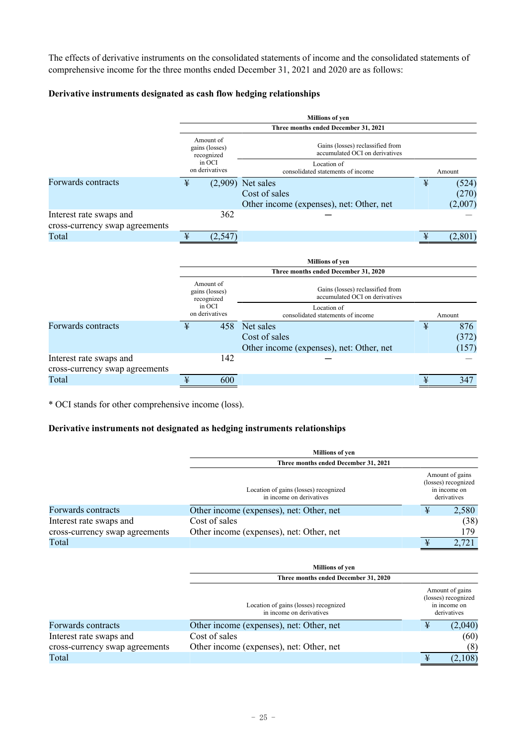The effects of derivative instruments on the consolidated statements of income and the consolidated statements of comprehensive income for the three months ended December 31, 2021 and 2020 are as follows:

**Derivative instruments designated as cash flow hedging relationships**

| | Millions of yen | | |
|---|---|---|---|
| | Three months ended December 31, 2021 | | |
| | Amount of gains (losses) recognized in OCI on derivatives | Gains (losses) reclassified from accumulated OCI on derivatives | |
| | | Location of consolidated statements of income | Amount |
| Forwards contracts | ¥ (2,909) | Net sales | ¥ (524) |
| | | Cost of sales | (270) |
| | | Other income (expenses), net: Other, net | (2,007) |
| Interest rate swaps and cross-currency swap agreements | 362 | — | — |
| Total | ¥ (2,547) | | ¥ (2,801) |

| | Millions of yen | | |
|---|---|---|---|
| | Three months ended December 31, 2020 | | |
| | Amount of gains (losses) recognized in OCI on derivatives | Gains (losses) reclassified from accumulated OCI on derivatives | |
| | | Location of consolidated statements of income | Amount |
| Forwards contracts | ¥ 458 | Net sales | ¥ 876 |
| | | Cost of sales | (372) |
| | | Other income (expenses), net: Other, net | (157) |
| Interest rate swaps and cross-currency swap agreements | 142 | — | — |
| Total | ¥ 600 | | ¥ 347 |

\* OCI stands for other comprehensive income (loss).

**Derivative instruments not designated as hedging instruments relationships**

| | Millions of yen | |
|---|---|---|
| | Three months ended December 31, 2021 | |
| | Location of gains (losses) recognized in income on derivatives | Amount of gains (losses) recognized in income on derivatives |
| Forwards contracts | Other income (expenses), net: Other, net | ¥ 2,580 |
| Interest rate swaps and cross-currency swap agreements | Cost of sales | (38) |
| | Other income (expenses), net: Other, net | 179 |
| Total | | ¥ 2,721 |

| | Millions of yen | |
|---|---|---|
| | Three months ended December 31, 2020 | |
| | Location of gains (losses) recognized in income on derivatives | Amount of gains (losses) recognized in income on derivatives |
| Forwards contracts | Other income (expenses), net: Other, net | ¥ (2,040) |
| Interest rate swaps and cross-currency swap agreements | Cost of sales | (60) |
| | Other income (expenses), net: Other, net | (8) |
| Total | | ¥ (2,108) |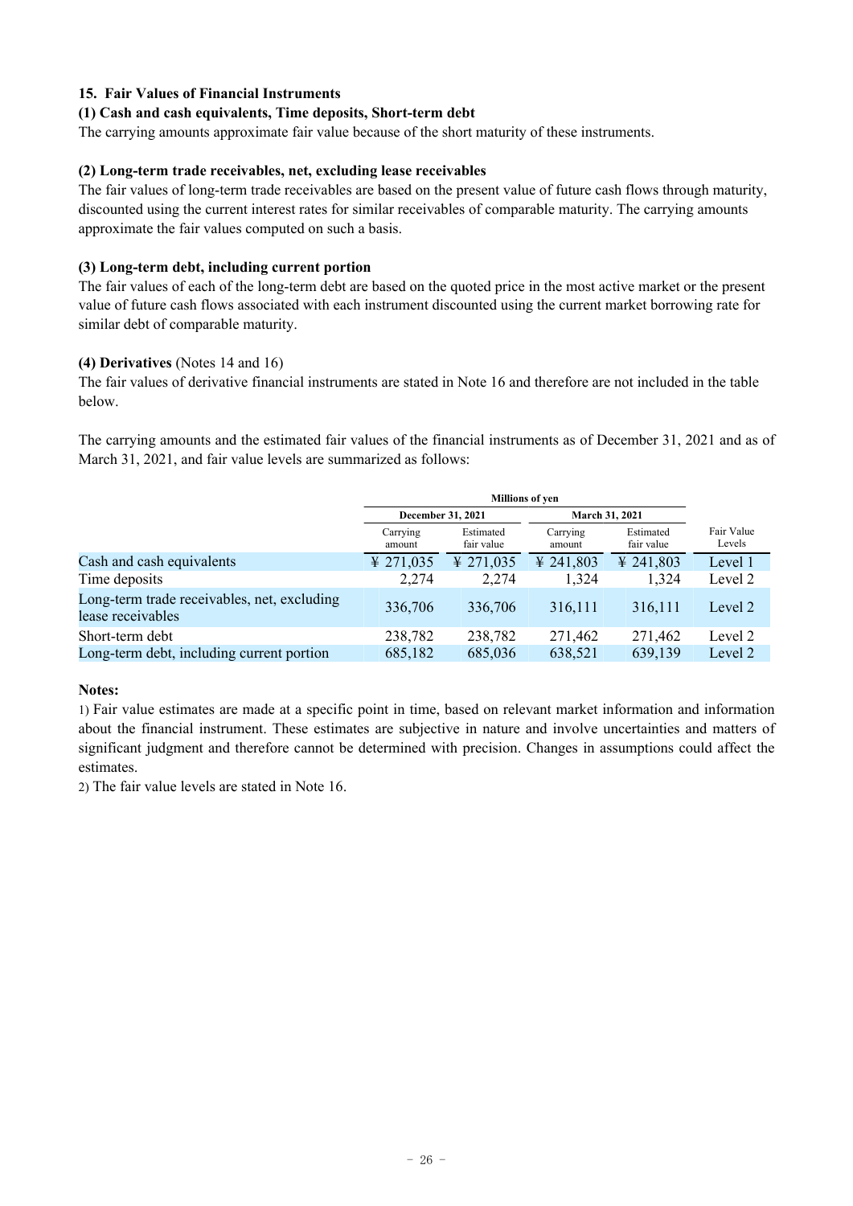## 15. Fair Values of Financial Instruments

### (1) Cash and cash equivalents, Time deposits, Short-term debt

The carrying amounts approximate fair value because of the short maturity of these instruments.

### (2) Long-term trade receivables, net, excluding lease receivables

The fair values of long-term trade receivables are based on the present value of future cash flows through maturity, discounted using the current interest rates for similar receivables of comparable maturity. The carrying amounts approximate the fair values computed on such a basis.

### (3) Long-term debt, including current portion

The fair values of each of the long-term debt are based on the quoted price in the most active market or the present value of future cash flows associated with each instrument discounted using the current market borrowing rate for similar debt of comparable maturity.

### (4) Derivatives (Notes 14 and 16)

The fair values of derivative financial instruments are stated in Note 16 and therefore are not included in the table below.

The carrying amounts and the estimated fair values of the financial instruments as of December 31, 2021 and as of March 31, 2021, and fair value levels are summarized as follows:

| | Millions of yen | | | | |
|---|---|---|---|---|---|
| | December 31, 2021 | | March 31, 2021 | | |
| | Carrying amount | Estimated fair value | Carrying amount | Estimated fair value | Fair Value Levels |
| Cash and cash equivalents | ¥ 271,035 | ¥ 271,035 | ¥ 241,803 | ¥ 241,803 | Level 1 |
| Time deposits | 2,274 | 2,274 | 1,324 | 1,324 | Level 2 |
| Long-term trade receivables, net, excluding lease receivables | 336,706 | 336,706 | 316,111 | 316,111 | Level 2 |
| Short-term debt | 238,782 | 238,782 | 271,462 | 271,462 | Level 2 |
| Long-term debt, including current portion | 685,182 | 685,036 | 638,521 | 639,139 | Level 2 |

**Notes:**

1) Fair value estimates are made at a specific point in time, based on relevant market information and information about the financial instrument. These estimates are subjective in nature and involve uncertainties and matters of significant judgment and therefore cannot be determined with precision. Changes in assumptions could affect the estimates.

2) The fair value levels are stated in Note 16.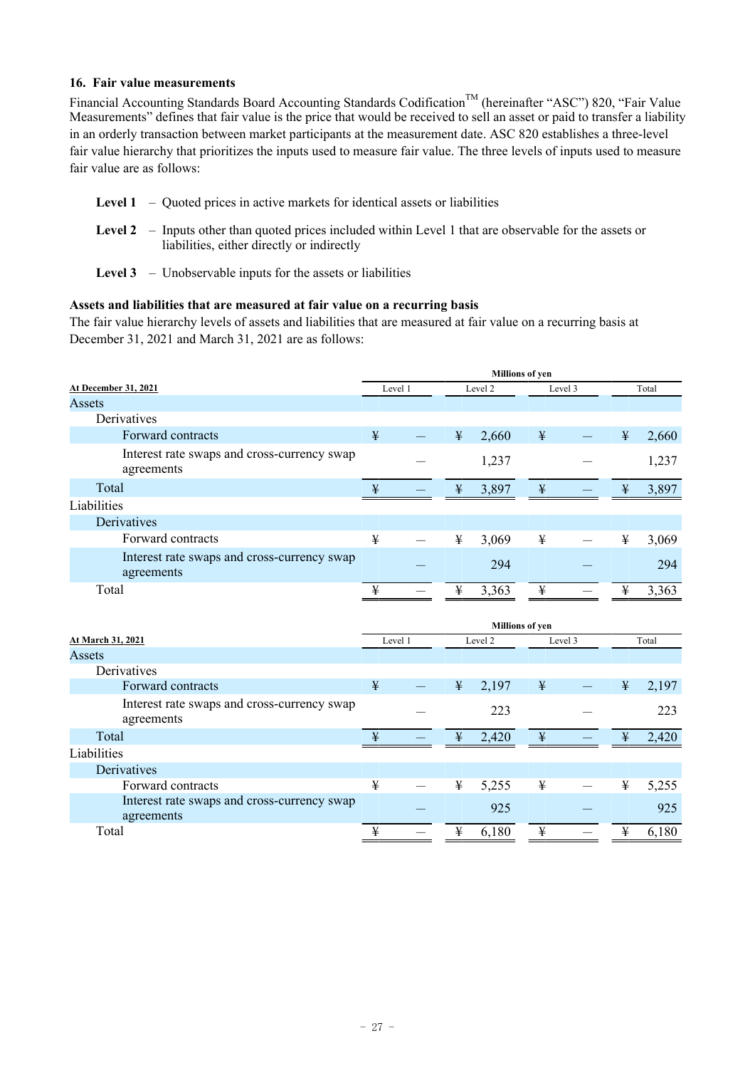### 16. Fair value measurements

Financial Accounting Standards Board Accounting Standards Codification[TM] (hereinafter "ASC") 820, "Fair Value Measurements" defines that fair value is the price that would be received to sell an asset or paid to transfer a liability in an orderly transaction between market participants at the measurement date. ASC 820 establishes a three-level fair value hierarchy that prioritizes the inputs used to measure fair value. The three levels of inputs used to measure fair value are as follows:

- **Level 1** – Quoted prices in active markets for identical assets or liabilities
- **Level 2** – Inputs other than quoted prices included within Level 1 that are observable for the assets or liabilities, either directly or indirectly
- **Level 3** – Unobservable inputs for the assets or liabilities

**Assets and liabilities that are measured at fair value on a recurring basis**

The fair value hierarchy levels of assets and liabilities that are measured at fair value on a recurring basis at December 31, 2021 and March 31, 2021 are as follows:

| | Millions of yen | | | |
|---|---|---|---|---|
| **At December 31, 2021** | Level 1 | Level 2 | Level 3 | Total |
| Assets | | | | |
| Derivatives | | | | |
| Forward contracts | ¥ — | ¥ 2,660 | ¥ — | ¥ 2,660 |
| Interest rate swaps and cross-currency swap agreements | — | 1,237 | — | 1,237 |
| Total | ¥ — | ¥ 3,897 | ¥ — | ¥ 3,897 |
| Liabilities | | | | |
| Derivatives | | | | |
| Forward contracts | ¥ — | ¥ 3,069 | ¥ — | ¥ 3,069 |
| Interest rate swaps and cross-currency swap agreements | — | 294 | — | 294 |
| Total | ¥ — | ¥ 3,363 | ¥ — | ¥ 3,363 |

| | Millions of yen | | | |
|---|---|---|---|---|
| **At March 31, 2021** | Level 1 | Level 2 | Level 3 | Total |
| Assets | | | | |
| Derivatives | | | | |
| Forward contracts | ¥ — | ¥ 2,197 | ¥ — | ¥ 2,197 |
| Interest rate swaps and cross-currency swap agreements | — | 223 | — | 223 |
| Total | ¥ — | ¥ 2,420 | ¥ — | ¥ 2,420 |
| Liabilities | | | | |
| Derivatives | | | | |
| Forward contracts | ¥ — | ¥ 5,255 | ¥ — | ¥ 5,255 |
| Interest rate swaps and cross-currency swap agreements | — | 925 | — | 925 |
| Total | ¥ — | ¥ 6,180 | ¥ — | ¥ 6,180 |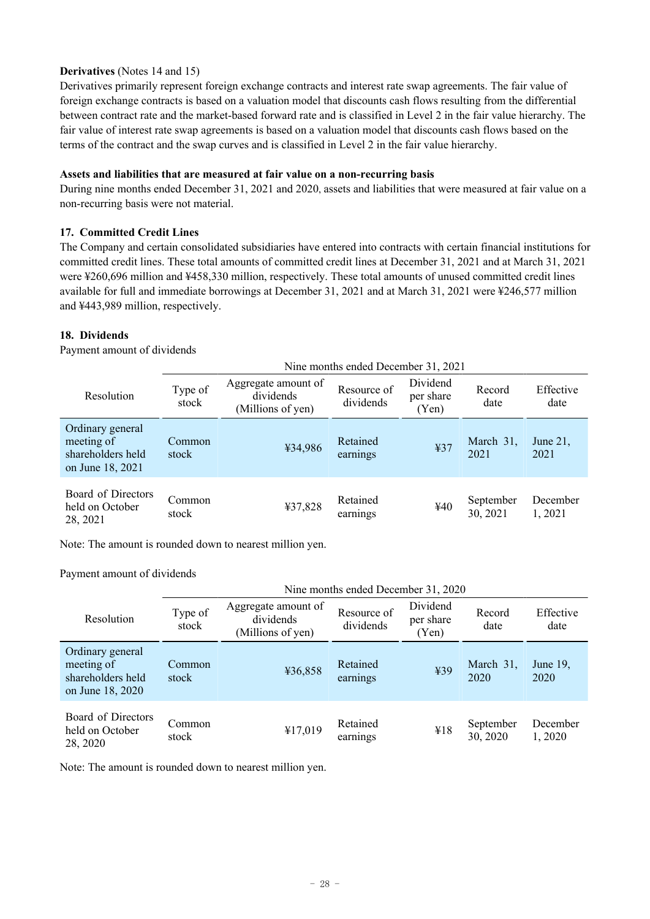**Derivatives** (Notes 14 and 15)

Derivatives primarily represent foreign exchange contracts and interest rate swap agreements. The fair value of foreign exchange contracts is based on a valuation model that discounts cash flows resulting from the differential between contract rate and the market-based forward rate and is classified in Level 2 in the fair value hierarchy. The fair value of interest rate swap agreements is based on a valuation model that discounts cash flows based on the terms of the contract and the swap curves and is classified in Level 2 in the fair value hierarchy.

**Assets and liabilities that are measured at fair value on a non-recurring basis**

During nine months ended December 31, 2021 and 2020, assets and liabilities that were measured at fair value on a non-recurring basis were not material.

### 17. Committed Credit Lines

The Company and certain consolidated subsidiaries have entered into contracts with certain financial institutions for committed credit lines. These total amounts of committed credit lines at December 31, 2021 and at March 31, 2021 were ¥260,696 million and ¥458,330 million, respectively. These total amounts of unused committed credit lines available for full and immediate borrowings at December 31, 2021 and at March 31, 2021 were ¥246,577 million and ¥443,989 million, respectively.

### 18. Dividends

Payment amount of dividends

| | Nine months ended December 31, 2021 | | | | | |
|---|---|---|---|---|---|---|
| Resolution | Type of stock | Aggregate amount of dividends (Millions of yen) | Resource of dividends | Dividend per share (Yen) | Record date | Effective date |
| Ordinary general meeting of shareholders held on June 18, 2021 | Common stock | ¥34,986 | Retained earnings | ¥37 | March 31, 2021 | June 21, 2021 |
| Board of Directors held on October 28, 2021 | Common stock | ¥37,828 | Retained earnings | ¥40 | September 30, 2021 | December 1, 2021 |

Note: The amount is rounded down to nearest million yen.

Payment amount of dividends

| | Nine months ended December 31, 2020 | | | | | |
|---|---|---|---|---|---|---|
| Resolution | Type of stock | Aggregate amount of dividends (Millions of yen) | Resource of dividends | Dividend per share (Yen) | Record date | Effective date |
| Ordinary general meeting of shareholders held on June 18, 2020 | Common stock | ¥36,858 | Retained earnings | ¥39 | March 31, 2020 | June 19, 2020 |
| Board of Directors held on October 28, 2020 | Common stock | ¥17,019 | Retained earnings | ¥18 | September 30, 2020 | December 1, 2020 |

Note: The amount is rounded down to nearest million yen.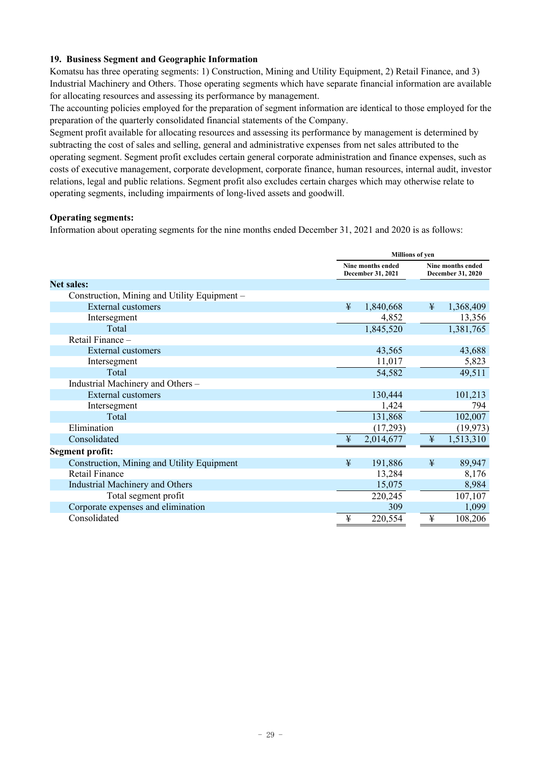### 19. Business Segment and Geographic Information

Komatsu has three operating segments: 1) Construction, Mining and Utility Equipment, 2) Retail Finance, and 3) Industrial Machinery and Others. Those operating segments which have separate financial information are available for allocating resources and assessing its performance by management.

The accounting policies employed for the preparation of segment information are identical to those employed for the preparation of the quarterly consolidated financial statements of the Company.

Segment profit available for allocating resources and assessing its performance by management is determined by subtracting the cost of sales and selling, general and administrative expenses from net sales attributed to the operating segment. Segment profit excludes certain general corporate administration and finance expenses, such as costs of executive management, corporate development, corporate finance, human resources, internal audit, investor relations, legal and public relations. Segment profit also excludes certain charges which may otherwise relate to operating segments, including impairments of long-lived assets and goodwill.

**Operating segments:**

Information about operating segments for the nine months ended December 31, 2021 and 2020 is as follows:

| | Millions of yen | |
|---|---|---|
| | Nine months ended December 31, 2021 | Nine months ended December 31, 2020 |
| **Net sales:** | | |
| Construction, Mining and Utility Equipment – | | |
| External customers | ¥ 1,840,668 | ¥ 1,368,409 |
| Intersegment | 4,852 | 13,356 |
| Total | 1,845,520 | 1,381,765 |
| Retail Finance – | | |
| External customers | 43,565 | 43,688 |
| Intersegment | 11,017 | 5,823 |
| Total | 54,582 | 49,511 |
| Industrial Machinery and Others – | | |
| External customers | 130,444 | 101,213 |
| Intersegment | 1,424 | 794 |
| Total | 131,868 | 102,007 |
| Elimination | (17,293) | (19,973) |
| Consolidated | ¥ 2,014,677 | ¥ 1,513,310 |
| **Segment profit:** | | |
| Construction, Mining and Utility Equipment | ¥ 191,886 | ¥ 89,947 |
| Retail Finance | 13,284 | 8,176 |
| Industrial Machinery and Others | 15,075 | 8,984 |
| Total segment profit | 220,245 | 107,107 |
| Corporate expenses and elimination | 309 | 1,099 |
| Consolidated | ¥ 220,554 | ¥ 108,206 |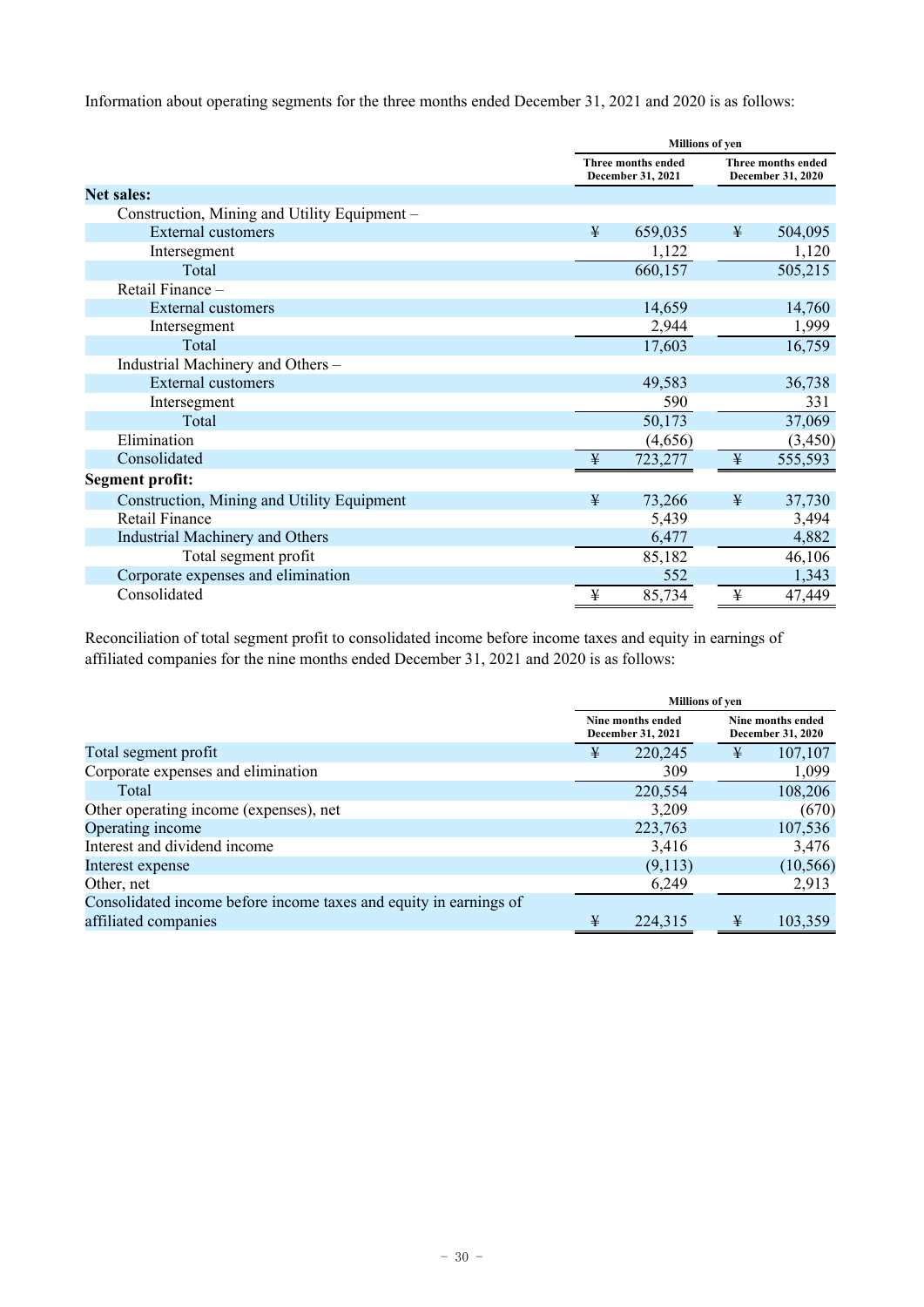Information about operating segments for the three months ended December 31, 2021 and 2020 is as follows:

| | Millions of yen | |
|---|---|---|
| | Three months ended December 31, 2021 | Three months ended December 31, 2020 |
| **Net sales:** | | |
| Construction, Mining and Utility Equipment – | | |
| External customers | ¥ 659,035 | ¥ 504,095 |
| Intersegment | 1,122 | 1,120 |
| Total | 660,157 | 505,215 |
| Retail Finance – | | |
| External customers | 14,659 | 14,760 |
| Intersegment | 2,944 | 1,999 |
| Total | 17,603 | 16,759 |
| Industrial Machinery and Others – | | |
| External customers | 49,583 | 36,738 |
| Intersegment | 590 | 331 |
| Total | 50,173 | 37,069 |
| Elimination | (4,656) | (3,450) |
| Consolidated | ¥ 723,277 | ¥ 555,593 |
| **Segment profit:** | | |
| Construction, Mining and Utility Equipment | ¥ 73,266 | ¥ 37,730 |
| Retail Finance | 5,439 | 3,494 |
| Industrial Machinery and Others | 6,477 | 4,882 |
| Total segment profit | 85,182 | 46,106 |
| Corporate expenses and elimination | 552 | 1,343 |
| Consolidated | ¥ 85,734 | ¥ 47,449 |

Reconciliation of total segment profit to consolidated income before income taxes and equity in earnings of affiliated companies for the nine months ended December 31, 2021 and 2020 is as follows:

| | Millions of yen | |
|---|---|---|
| | Nine months ended December 31, 2021 | Nine months ended December 31, 2020 |
| Total segment profit | ¥ 220,245 | ¥ 107,107 |
| Corporate expenses and elimination | 309 | 1,099 |
| Total | 220,554 | 108,206 |
| Other operating income (expenses), net | 3,209 | (670) |
| Operating income | 223,763 | 107,536 |
| Interest and dividend income | 3,416 | 3,476 |
| Interest expense | (9,113) | (10,566) |
| Other, net | 6,249 | 2,913 |
| Consolidated income before income taxes and equity in earnings of affiliated companies | ¥ 224,315 | ¥ 103,359 |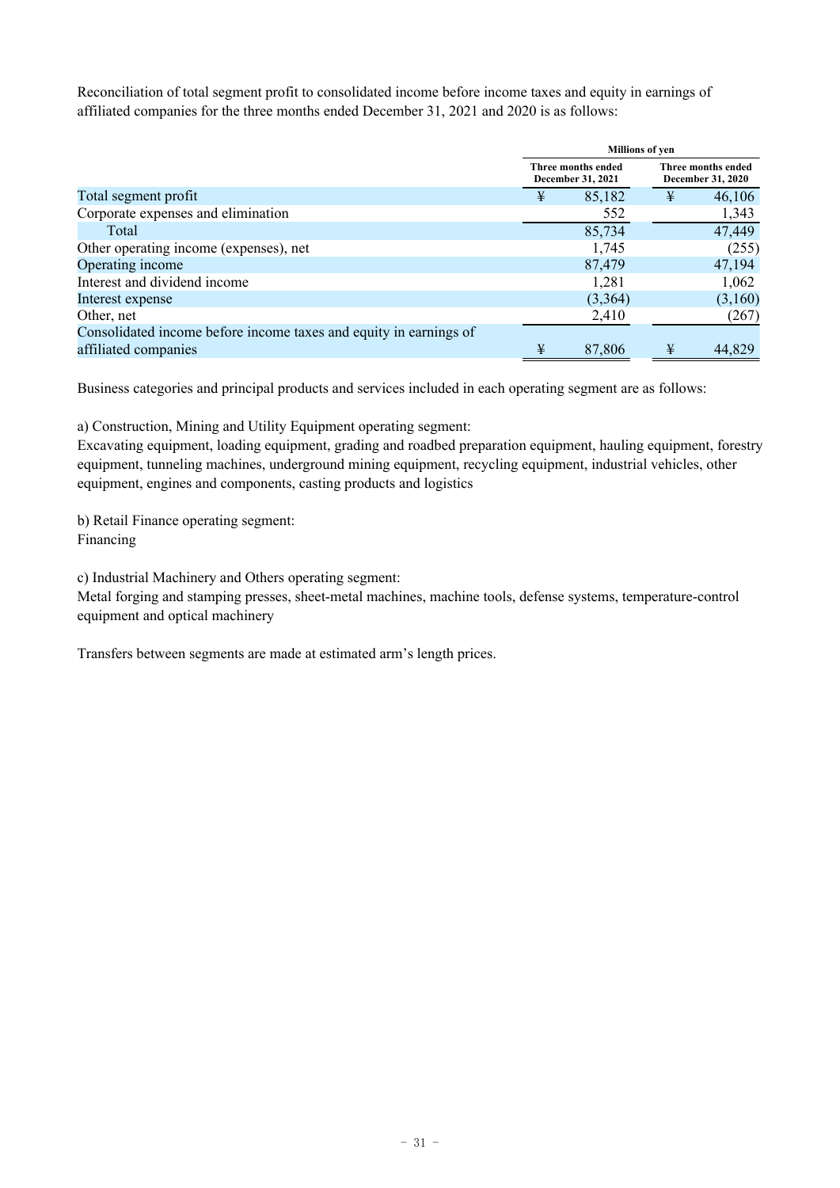Reconciliation of total segment profit to consolidated income before income taxes and equity in earnings of affiliated companies for the three months ended December 31, 2021 and 2020 is as follows:

| | Millions of yen | |
|---|---|---|
| | Three months ended December 31, 2021 | Three months ended December 31, 2020 |
| Total segment profit | ¥ 85,182 | ¥ 46,106 |
| Corporate expenses and elimination | 552 | 1,343 |
| Total | 85,734 | 47,449 |
| Other operating income (expenses), net | 1,745 | (255) |
| Operating income | 87,479 | 47,194 |
| Interest and dividend income | 1,281 | 1,062 |
| Interest expense | (3,364) | (3,160) |
| Other, net | 2,410 | (267) |
| Consolidated income before income taxes and equity in earnings of affiliated companies | ¥ 87,806 | ¥ 44,829 |

Business categories and principal products and services included in each operating segment are as follows:

a) Construction, Mining and Utility Equipment operating segment:
Excavating equipment, loading equipment, grading and roadbed preparation equipment, hauling equipment, forestry equipment, tunneling machines, underground mining equipment, recycling equipment, industrial vehicles, other equipment, engines and components, casting products and logistics

b) Retail Finance operating segment:
Financing

c) Industrial Machinery and Others operating segment:
Metal forging and stamping presses, sheet-metal machines, machine tools, defense systems, temperature-control equipment and optical machinery

Transfers between segments are made at estimated arm's length prices.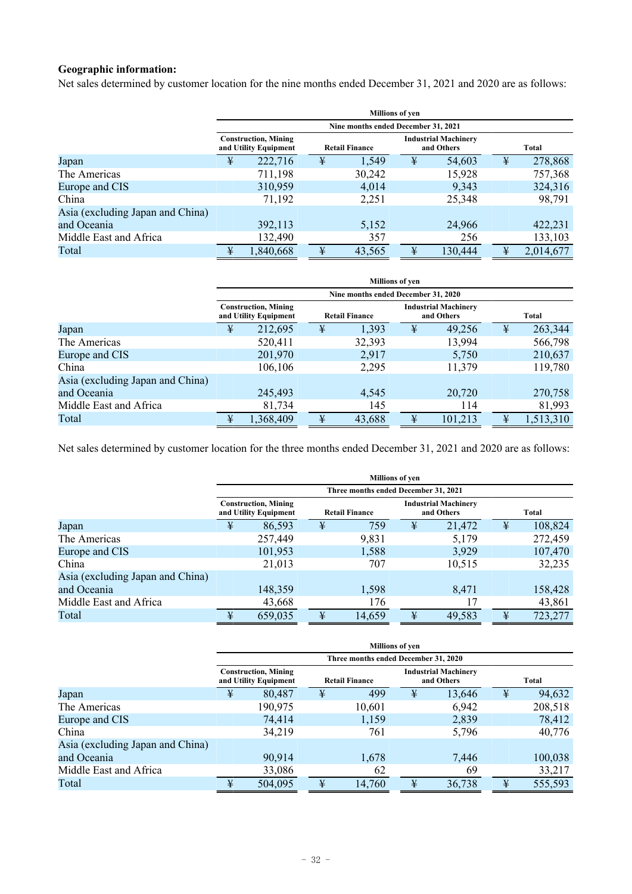**Geographic information:**

Net sales determined by customer location for the nine months ended December 31, 2021 and 2020 are as follows:

| | Millions of yen | | | |
|---|---|---|---|---|
| | Nine months ended December 31, 2021 | | | |
| | Construction, Mining and Utility Equipment | Retail Finance | Industrial Machinery and Others | Total |
| Japan | ¥ 222,716 | ¥ 1,549 | ¥ 54,603 | ¥ 278,868 |
| The Americas | 711,198 | 30,242 | 15,928 | 757,368 |
| Europe and CIS | 310,959 | 4,014 | 9,343 | 324,316 |
| China | 71,192 | 2,251 | 25,348 | 98,791 |
| Asia (excluding Japan and China) and Oceania | 392,113 | 5,152 | 24,966 | 422,231 |
| Middle East and Africa | 132,490 | 357 | 256 | 133,103 |
| Total | ¥ 1,840,668 | ¥ 43,565 | ¥ 130,444 | ¥ 2,014,677 |

| | Millions of yen | | | |
|---|---|---|---|---|
| | Nine months ended December 31, 2020 | | | |
| | Construction, Mining and Utility Equipment | Retail Finance | Industrial Machinery and Others | Total |
| Japan | ¥ 212,695 | ¥ 1,393 | ¥ 49,256 | ¥ 263,344 |
| The Americas | 520,411 | 32,393 | 13,994 | 566,798 |
| Europe and CIS | 201,970 | 2,917 | 5,750 | 210,637 |
| China | 106,106 | 2,295 | 11,379 | 119,780 |
| Asia (excluding Japan and China) and Oceania | 245,493 | 4,545 | 20,720 | 270,758 |
| Middle East and Africa | 81,734 | 145 | 114 | 81,993 |
| Total | ¥ 1,368,409 | ¥ 43,688 | ¥ 101,213 | ¥ 1,513,310 |

Net sales determined by customer location for the three months ended December 31, 2021 and 2020 are as follows:

| | Millions of yen | | | |
|---|---|---|---|---|
| | Three months ended December 31, 2021 | | | |
| | Construction, Mining and Utility Equipment | Retail Finance | Industrial Machinery and Others | Total |
| Japan | ¥ 86,593 | ¥ 759 | ¥ 21,472 | ¥ 108,824 |
| The Americas | 257,449 | 9,831 | 5,179 | 272,459 |
| Europe and CIS | 101,953 | 1,588 | 3,929 | 107,470 |
| China | 21,013 | 707 | 10,515 | 32,235 |
| Asia (excluding Japan and China) and Oceania | 148,359 | 1,598 | 8,471 | 158,428 |
| Middle East and Africa | 43,668 | 176 | 17 | 43,861 |
| Total | ¥ 659,035 | ¥ 14,659 | ¥ 49,583 | ¥ 723,277 |

| | Millions of yen | | | |
|---|---|---|---|---|
| | Three months ended December 31, 2020 | | | |
| | Construction, Mining and Utility Equipment | Retail Finance | Industrial Machinery and Others | Total |
| Japan | ¥ 80,487 | ¥ 499 | ¥ 13,646 | ¥ 94,632 |
| The Americas | 190,975 | 10,601 | 6,942 | 208,518 |
| Europe and CIS | 74,414 | 1,159 | 2,839 | 78,412 |
| China | 34,219 | 761 | 5,796 | 40,776 |
| Asia (excluding Japan and China) and Oceania | 90,914 | 1,678 | 7,446 | 100,038 |
| Middle East and Africa | 33,086 | 62 | 69 | 33,217 |
| Total | ¥ 504,095 | ¥ 14,760 | ¥ 36,738 | ¥ 555,593 |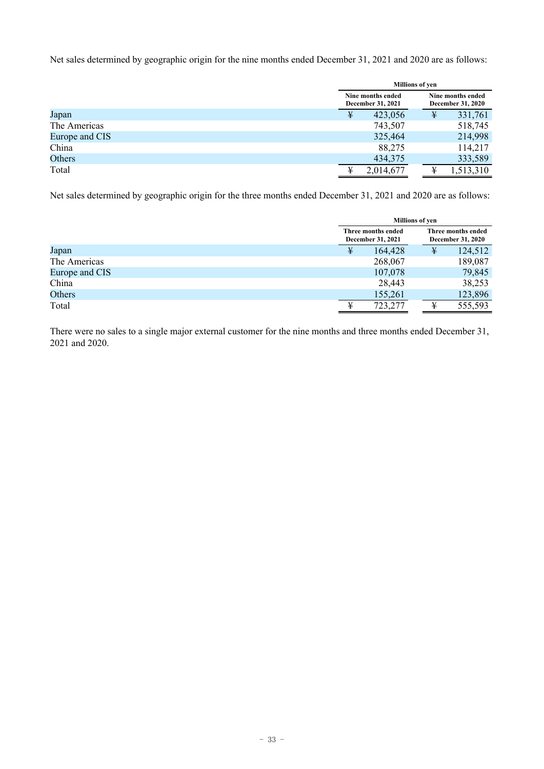Net sales determined by geographic origin for the nine months ended December 31, 2021 and 2020 are as follows:

| | Millions of yen | |
|---|---|---|
| | Nine months ended December 31, 2021 | Nine months ended December 31, 2020 |
| Japan | ¥ 423,056 | ¥ 331,761 |
| The Americas | 743,507 | 518,745 |
| Europe and CIS | 325,464 | 214,998 |
| China | 88,275 | 114,217 |
| Others | 434,375 | 333,589 |
| Total | ¥ 2,014,677 | ¥ 1,513,310 |

Net sales determined by geographic origin for the three months ended December 31, 2021 and 2020 are as follows:

| | Millions of yen | |
|---|---|---|
| | Three months ended December 31, 2021 | Three months ended December 31, 2020 |
| Japan | ¥ 164,428 | ¥ 124,512 |
| The Americas | 268,067 | 189,087 |
| Europe and CIS | 107,078 | 79,845 |
| China | 28,443 | 38,253 |
| Others | 155,261 | 123,896 |
| Total | ¥ 723,277 | ¥ 555,593 |

There were no sales to a single major external customer for the nine months and three months ended December 31, 2021 and 2020.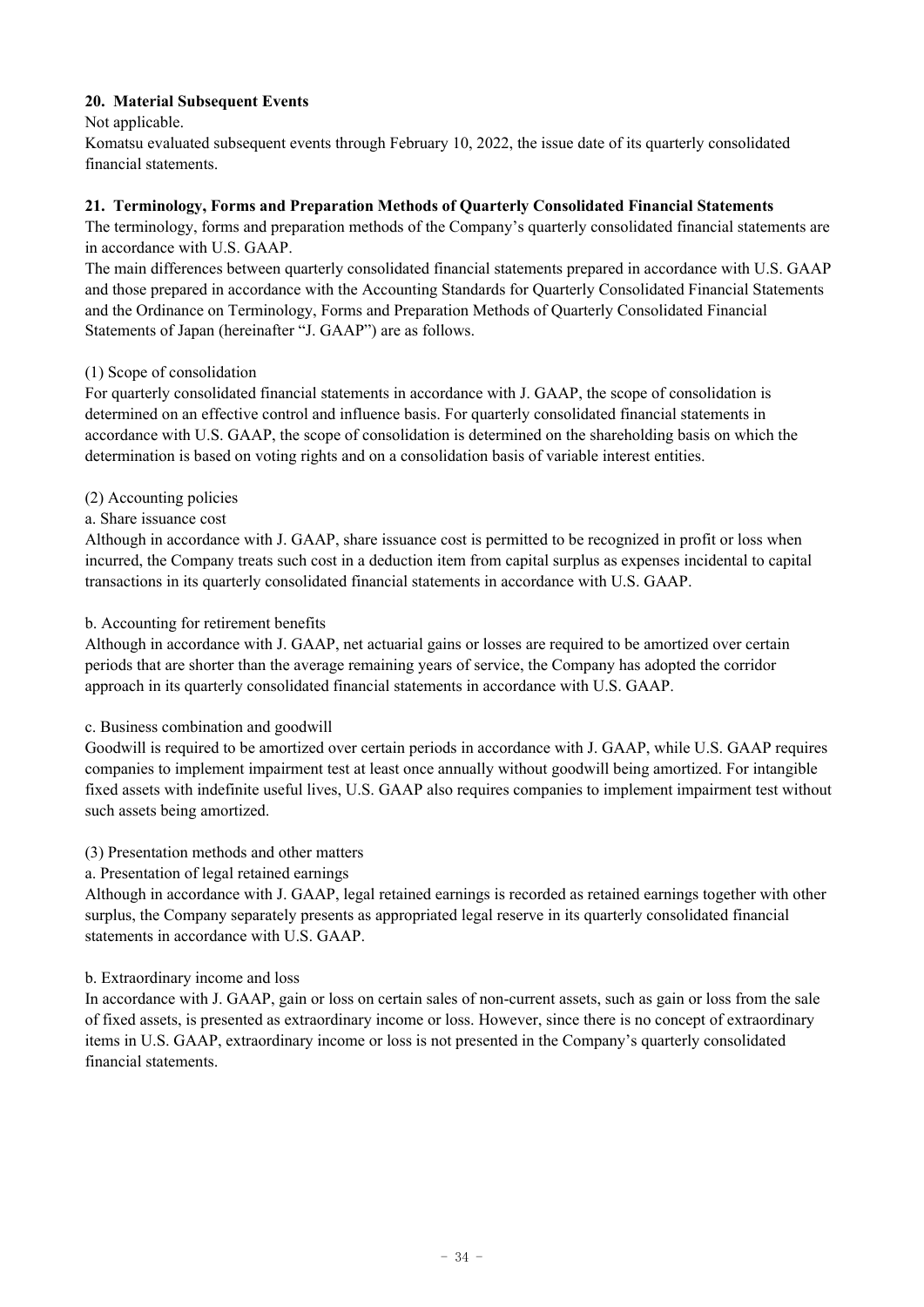**20. Material Subsequent Events**

Not applicable.

Komatsu evaluated subsequent events through February 10, 2022, the issue date of its quarterly consolidated financial statements.

**21. Terminology, Forms and Preparation Methods of Quarterly Consolidated Financial Statements**

The terminology, forms and preparation methods of the Company's quarterly consolidated financial statements are in accordance with U.S. GAAP.

The main differences between quarterly consolidated financial statements prepared in accordance with U.S. GAAP and those prepared in accordance with the Accounting Standards for Quarterly Consolidated Financial Statements and the Ordinance on Terminology, Forms and Preparation Methods of Quarterly Consolidated Financial Statements of Japan (hereinafter "J. GAAP") are as follows.

(1) Scope of consolidation

For quarterly consolidated financial statements in accordance with J. GAAP, the scope of consolidation is determined on an effective control and influence basis. For quarterly consolidated financial statements in accordance with U.S. GAAP, the scope of consolidation is determined on the shareholding basis on which the determination is based on voting rights and on a consolidation basis of variable interest entities.

(2) Accounting policies

a. Share issuance cost

Although in accordance with J. GAAP, share issuance cost is permitted to be recognized in profit or loss when incurred, the Company treats such cost in a deduction item from capital surplus as expenses incidental to capital transactions in its quarterly consolidated financial statements in accordance with U.S. GAAP.

b. Accounting for retirement benefits

Although in accordance with J. GAAP, net actuarial gains or losses are required to be amortized over certain periods that are shorter than the average remaining years of service, the Company has adopted the corridor approach in its quarterly consolidated financial statements in accordance with U.S. GAAP.

c. Business combination and goodwill

Goodwill is required to be amortized over certain periods in accordance with J. GAAP, while U.S. GAAP requires companies to implement impairment test at least once annually without goodwill being amortized. For intangible fixed assets with indefinite useful lives, U.S. GAAP also requires companies to implement impairment test without such assets being amortized.

(3) Presentation methods and other matters

a. Presentation of legal retained earnings

Although in accordance with J. GAAP, legal retained earnings is recorded as retained earnings together with other surplus, the Company separately presents as appropriated legal reserve in its quarterly consolidated financial statements in accordance with U.S. GAAP.

b. Extraordinary income and loss

In accordance with J. GAAP, gain or loss on certain sales of non-current assets, such as gain or loss from the sale of fixed assets, is presented as extraordinary income or loss. However, since there is no concept of extraordinary items in U.S. GAAP, extraordinary income or loss is not presented in the Company's quarterly consolidated financial statements.